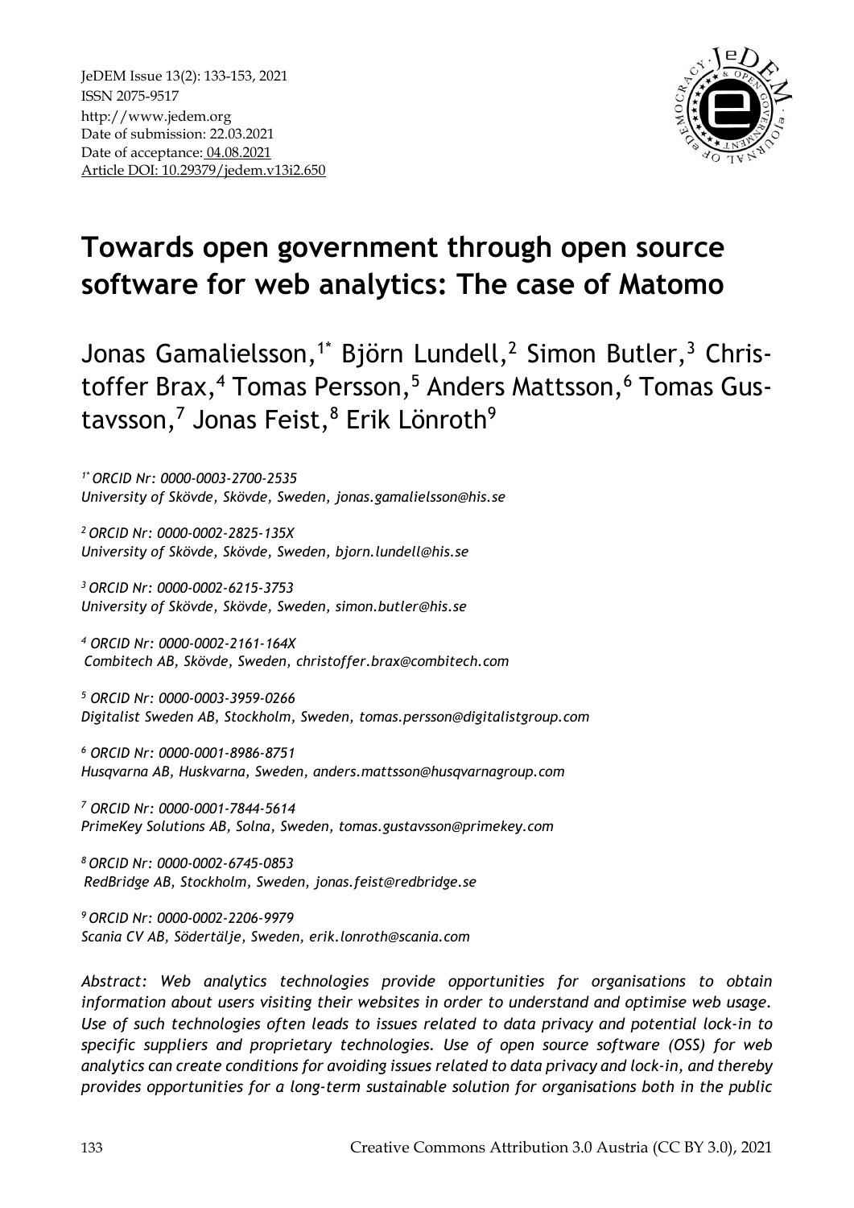JeDEM Issue 13(2): 133-153, 2021
ISSN 2075-9517
http://www.jedem.org
Date of submission: 22.03.2021
Date of acceptance: 04.08.2021
Article DOI: 10.29379/jedem.v13i2.650

# Towards open government through open source software for web analytics: The case of Matomo

Jonas Gamalielsson,[1*] Björn Lundell,[2] Simon Butler,[3] Christoffer Brax,[4] Tomas Persson,[5] Anders Mattsson,[6] Tomas Gustavsson,[7] Jonas Feist,[8] Erik Lönroth[9]

*[1*] ORCID Nr: 0000-0003-2700-2535*
*University of Skövde, Skövde, Sweden, jonas.gamalielsson@his.se*

*[2] ORCID Nr: 0000-0002-2825-135X*
*University of Skövde, Skövde, Sweden, bjorn.lundell@his.se*

*[3] ORCID Nr: 0000-0002-6215-3753*
*University of Skövde, Skövde, Sweden, simon.butler@his.se*

*[4] ORCID Nr: 0000-0002-2161-164X*
*Combitech AB, Skövde, Sweden, christoffer.brax@combitech.com*

*[5] ORCID Nr: 0000-0003-3959-0266*
*Digitalist Sweden AB, Stockholm, Sweden, tomas.persson@digitalistgroup.com*

*[6] ORCID Nr: 0000-0001-8986-8751*
*Husqvarna AB, Huskvarna, Sweden, anders.mattsson@husqvarnagroup.com*

*[7] ORCID Nr: 0000-0001-7844-5614*
*PrimeKey Solutions AB, Solna, Sweden, tomas.gustavsson@primekey.com*

*[8] ORCID Nr: 0000-0002-6745-0853*
*RedBridge AB, Stockholm, Sweden, jonas.feist@redbridge.se*

*[9] ORCID Nr: 0000-0002-2206-9979*
*Scania CV AB, Södertälje, Sweden, erik.lonroth@scania.com*

*Abstract: Web analytics technologies provide opportunities for organisations to obtain information about users visiting their websites in order to understand and optimise web usage. Use of such technologies often leads to issues related to data privacy and potential lock-in to specific suppliers and proprietary technologies. Use of open source software (OSS) for web analytics can create conditions for avoiding issues related to data privacy and lock-in, and thereby provides opportunities for a long-term sustainable solution for organisations both in the public*

Creative Commons Attribution 3.0 Austria (CC BY 3.0), 2021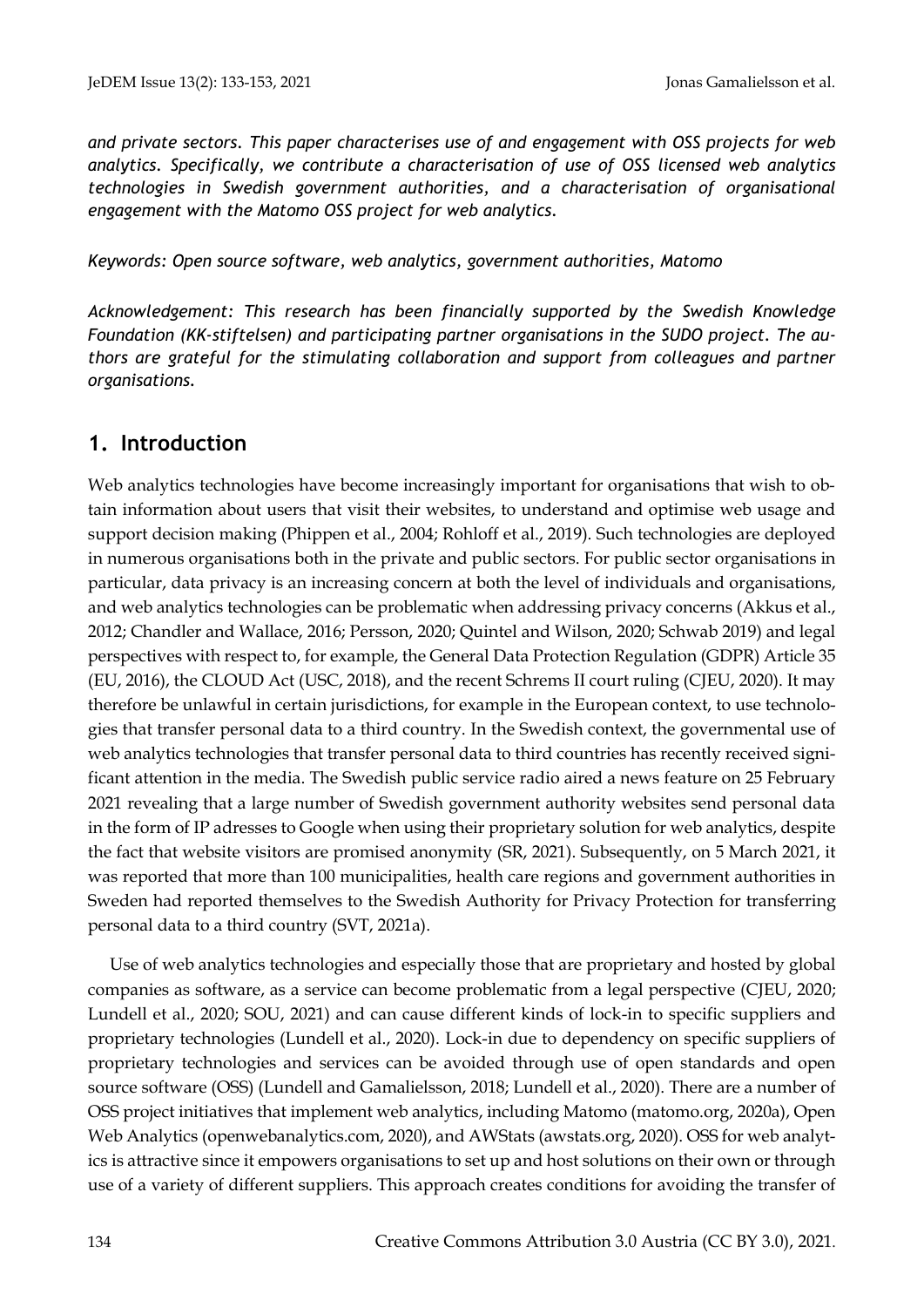*and private sectors. This paper characterises use of and engagement with OSS projects for web analytics. Specifically, we contribute a characterisation of use of OSS licensed web analytics technologies in Swedish government authorities, and a characterisation of organisational engagement with the Matomo OSS project for web analytics.*

*Keywords: Open source software, web analytics, government authorities, Matomo*

*Acknowledgement: This research has been financially supported by the Swedish Knowledge Foundation (KK-stiftelsen) and participating partner organisations in the SUDO project. The authors are grateful for the stimulating collaboration and support from colleagues and partner organisations.*

## 1. Introduction

Web analytics technologies have become increasingly important for organisations that wish to obtain information about users that visit their websites, to understand and optimise web usage and support decision making (Phippen et al., 2004; Rohloff et al., 2019). Such technologies are deployed in numerous organisations both in the private and public sectors. For public sector organisations in particular, data privacy is an increasing concern at both the level of individuals and organisations, and web analytics technologies can be problematic when addressing privacy concerns (Akkus et al., 2012; Chandler and Wallace, 2016; Persson, 2020; Quintel and Wilson, 2020; Schwab 2019) and legal perspectives with respect to, for example, the General Data Protection Regulation (GDPR) Article 35 (EU, 2016), the CLOUD Act (USC, 2018), and the recent Schrems II court ruling (CJEU, 2020). It may therefore be unlawful in certain jurisdictions, for example in the European context, to use technologies that transfer personal data to a third country. In the Swedish context, the governmental use of web analytics technologies that transfer personal data to third countries has recently received significant attention in the media. The Swedish public service radio aired a news feature on 25 February 2021 revealing that a large number of Swedish government authority websites send personal data in the form of IP adresses to Google when using their proprietary solution for web analytics, despite the fact that website visitors are promised anonymity (SR, 2021). Subsequently, on 5 March 2021, it was reported that more than 100 municipalities, health care regions and government authorities in Sweden had reported themselves to the Swedish Authority for Privacy Protection for transferring personal data to a third country (SVT, 2021a).

Use of web analytics technologies and especially those that are proprietary and hosted by global companies as software, as a service can become problematic from a legal perspective (CJEU, 2020; Lundell et al., 2020; SOU, 2021) and can cause different kinds of lock-in to specific suppliers and proprietary technologies (Lundell et al., 2020). Lock-in due to dependency on specific suppliers of proprietary technologies and services can be avoided through use of open standards and open source software (OSS) (Lundell and Gamalielsson, 2018; Lundell et al., 2020). There are a number of OSS project initiatives that implement web analytics, including Matomo (matomo.org, 2020a), Open Web Analytics (openwebanalytics.com, 2020), and AWStats (awstats.org, 2020). OSS for web analytics is attractive since it empowers organisations to set up and host solutions on their own or through use of a variety of different suppliers. This approach creates conditions for avoiding the transfer of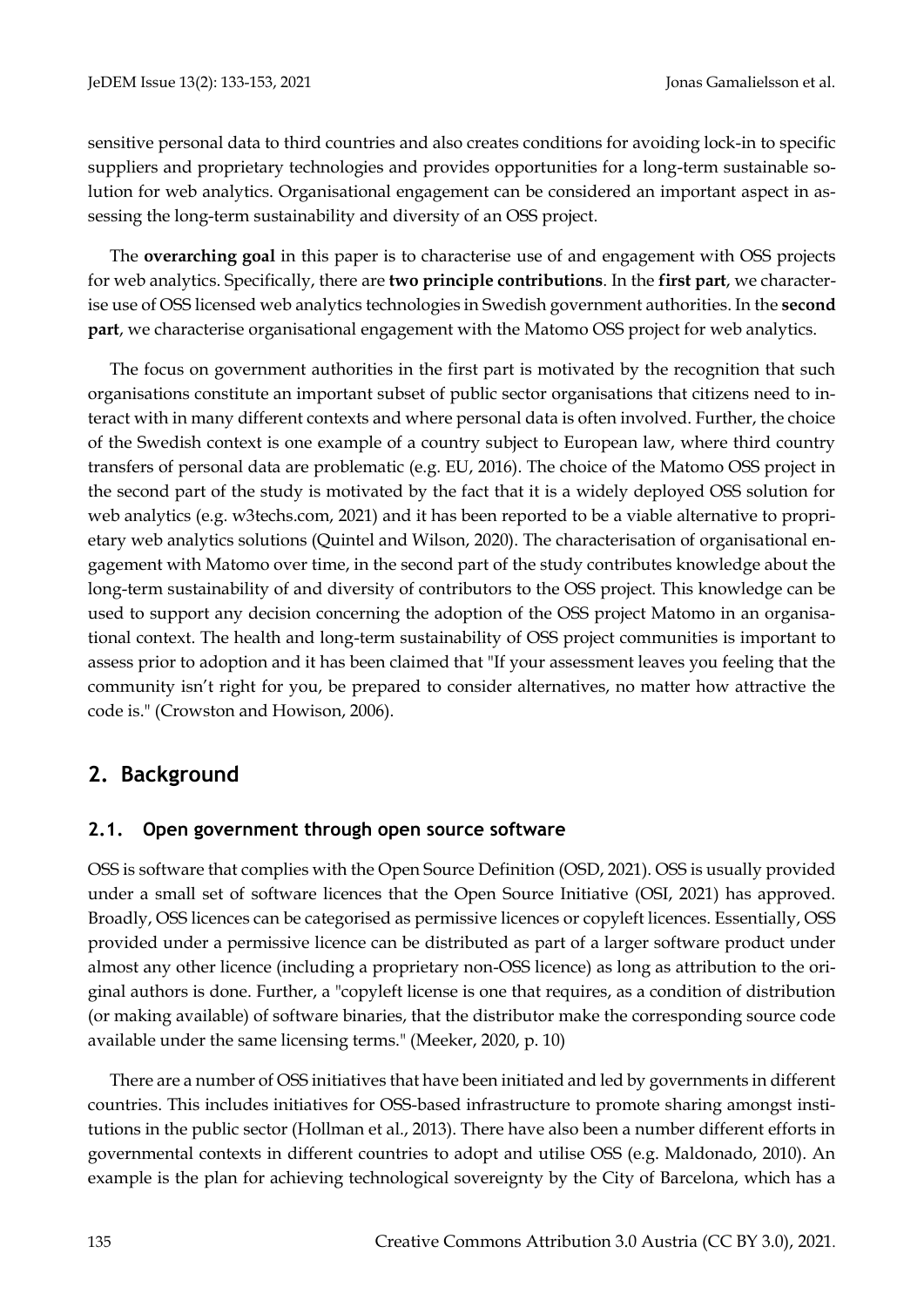sensitive personal data to third countries and also creates conditions for avoiding lock-in to specific suppliers and proprietary technologies and provides opportunities for a long-term sustainable solution for web analytics. Organisational engagement can be considered an important aspect in assessing the long-term sustainability and diversity of an OSS project.

The **overarching goal** in this paper is to characterise use of and engagement with OSS projects for web analytics. Specifically, there are **two principle contributions**. In the **first part**, we characterise use of OSS licensed web analytics technologies in Swedish government authorities. In the **second part**, we characterise organisational engagement with the Matomo OSS project for web analytics.

The focus on government authorities in the first part is motivated by the recognition that such organisations constitute an important subset of public sector organisations that citizens need to interact with in many different contexts and where personal data is often involved. Further, the choice of the Swedish context is one example of a country subject to European law, where third country transfers of personal data are problematic (e.g. EU, 2016). The choice of the Matomo OSS project in the second part of the study is motivated by the fact that it is a widely deployed OSS solution for web analytics (e.g. w3techs.com, 2021) and it has been reported to be a viable alternative to proprietary web analytics solutions (Quintel and Wilson, 2020). The characterisation of organisational engagement with Matomo over time, in the second part of the study contributes knowledge about the long-term sustainability of and diversity of contributors to the OSS project. This knowledge can be used to support any decision concerning the adoption of the OSS project Matomo in an organisational context. The health and long-term sustainability of OSS project communities is important to assess prior to adoption and it has been claimed that "If your assessment leaves you feeling that the community isn't right for you, be prepared to consider alternatives, no matter how attractive the code is." (Crowston and Howison, 2006).

## 2. Background

### 2.1. Open government through open source software

OSS is software that complies with the Open Source Definition (OSD, 2021). OSS is usually provided under a small set of software licences that the Open Source Initiative (OSI, 2021) has approved. Broadly, OSS licences can be categorised as permissive licences or copyleft licences. Essentially, OSS provided under a permissive licence can be distributed as part of a larger software product under almost any other licence (including a proprietary non-OSS licence) as long as attribution to the original authors is done. Further, a "copyleft license is one that requires, as a condition of distribution (or making available) of software binaries, that the distributor make the corresponding source code available under the same licensing terms." (Meeker, 2020, p. 10)

There are a number of OSS initiatives that have been initiated and led by governments in different countries. This includes initiatives for OSS-based infrastructure to promote sharing amongst institutions in the public sector (Hollman et al., 2013). There have also been a number different efforts in governmental contexts in different countries to adopt and utilise OSS (e.g. Maldonado, 2010). An example is the plan for achieving technological sovereignty by the City of Barcelona, which has a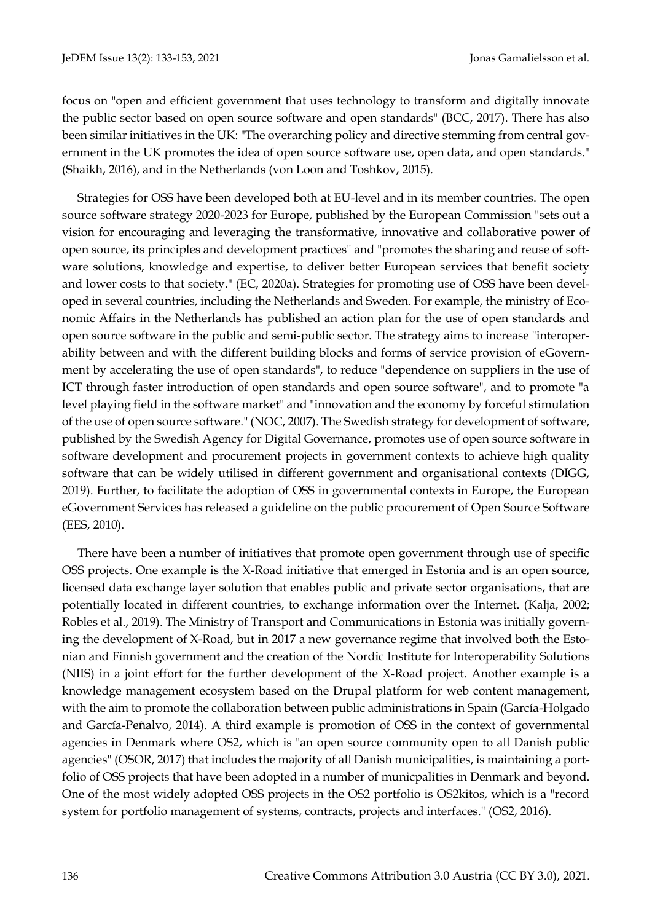focus on "open and efficient government that uses technology to transform and digitally innovate the public sector based on open source software and open standards" (BCC, 2017). There has also been similar initiatives in the UK: "The overarching policy and directive stemming from central government in the UK promotes the idea of open source software use, open data, and open standards." (Shaikh, 2016), and in the Netherlands (von Loon and Toshkov, 2015).

Strategies for OSS have been developed both at EU-level and in its member countries. The open source software strategy 2020-2023 for Europe, published by the European Commission "sets out a vision for encouraging and leveraging the transformative, innovative and collaborative power of open source, its principles and development practices" and "promotes the sharing and reuse of software solutions, knowledge and expertise, to deliver better European services that benefit society and lower costs to that society." (EC, 2020a). Strategies for promoting use of OSS have been developed in several countries, including the Netherlands and Sweden. For example, the ministry of Economic Affairs in the Netherlands has published an action plan for the use of open standards and open source software in the public and semi-public sector. The strategy aims to increase "interoperability between and with the different building blocks and forms of service provision of eGovernment by accelerating the use of open standards", to reduce "dependence on suppliers in the use of ICT through faster introduction of open standards and open source software", and to promote "a level playing field in the software market" and "innovation and the economy by forceful stimulation of the use of open source software." (NOC, 2007). The Swedish strategy for development of software, published by the Swedish Agency for Digital Governance, promotes use of open source software in software development and procurement projects in government contexts to achieve high quality software that can be widely utilised in different government and organisational contexts (DIGG, 2019). Further, to facilitate the adoption of OSS in governmental contexts in Europe, the European eGovernment Services has released a guideline on the public procurement of Open Source Software (EES, 2010).

There have been a number of initiatives that promote open government through use of specific OSS projects. One example is the X-Road initiative that emerged in Estonia and is an open source, licensed data exchange layer solution that enables public and private sector organisations, that are potentially located in different countries, to exchange information over the Internet. (Kalja, 2002; Robles et al., 2019). The Ministry of Transport and Communications in Estonia was initially governing the development of X-Road, but in 2017 a new governance regime that involved both the Estonian and Finnish government and the creation of the Nordic Institute for Interoperability Solutions (NIIS) in a joint effort for the further development of the X-Road project. Another example is a knowledge management ecosystem based on the Drupal platform for web content management, with the aim to promote the collaboration between public administrations in Spain (García-Holgado and García-Peñalvo, 2014). A third example is promotion of OSS in the context of governmental agencies in Denmark where OS2, which is "an open source community open to all Danish public agencies" (OSOR, 2017) that includes the majority of all Danish municipalities, is maintaining a portfolio of OSS projects that have been adopted in a number of municpalities in Denmark and beyond. One of the most widely adopted OSS projects in the OS2 portfolio is OS2kitos, which is a "record system for portfolio management of systems, contracts, projects and interfaces." (OS2, 2016).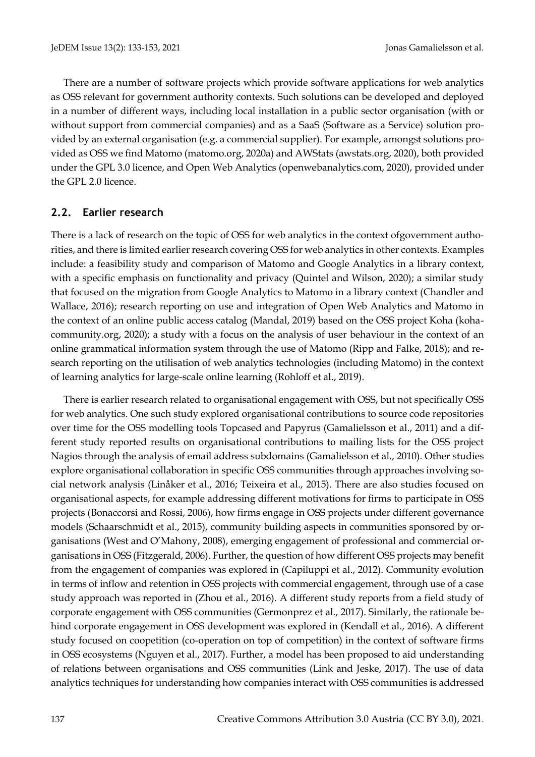There are a number of software projects which provide software applications for web analytics as OSS relevant for government authority contexts. Such solutions can be developed and deployed in a number of different ways, including local installation in a public sector organisation (with or without support from commercial companies) and as a SaaS (Software as a Service) solution provided by an external organisation (e.g. a commercial supplier). For example, amongst solutions provided as OSS we find Matomo (matomo.org, 2020a) and AWStats (awstats.org, 2020), both provided under the GPL 3.0 licence, and Open Web Analytics (openwebanalytics.com, 2020), provided under the GPL 2.0 licence.

## 2.2. Earlier research

There is a lack of research on the topic of OSS for web analytics in the context ofgovernment authorities, and there is limited earlier research covering OSS for web analytics in other contexts. Examples include: a feasibility study and comparison of Matomo and Google Analytics in a library context, with a specific emphasis on functionality and privacy (Quintel and Wilson, 2020); a similar study that focused on the migration from Google Analytics to Matomo in a library context (Chandler and Wallace, 2016); research reporting on use and integration of Open Web Analytics and Matomo in the context of an online public access catalog (Mandal, 2019) based on the OSS project Koha (koha-community.org, 2020); a study with a focus on the analysis of user behaviour in the context of an online grammatical information system through the use of Matomo (Ripp and Falke, 2018); and research reporting on the utilisation of web analytics technologies (including Matomo) in the context of learning analytics for large-scale online learning (Rohloff et al., 2019).

There is earlier research related to organisational engagement with OSS, but not specifically OSS for web analytics. One such study explored organisational contributions to source code repositories over time for the OSS modelling tools Topcased and Papyrus (Gamalielsson et al., 2011) and a different study reported results on organisational contributions to mailing lists for the OSS project Nagios through the analysis of email address subdomains (Gamalielsson et al., 2010). Other studies explore organisational collaboration in specific OSS communities through approaches involving social network analysis (Linåker et al., 2016; Teixeira et al., 2015). There are also studies focused on organisational aspects, for example addressing different motivations for firms to participate in OSS projects (Bonaccorsi and Rossi, 2006), how firms engage in OSS projects under different governance models (Schaarschmidt et al., 2015), community building aspects in communities sponsored by organisations (West and O'Mahony, 2008), emerging engagement of professional and commercial organisations in OSS (Fitzgerald, 2006). Further, the question of how different OSS projects may benefit from the engagement of companies was explored in (Capiluppi et al., 2012). Community evolution in terms of inflow and retention in OSS projects with commercial engagement, through use of a case study approach was reported in (Zhou et al., 2016). A different study reports from a field study of corporate engagement with OSS communities (Germonprez et al., 2017). Similarly, the rationale behind corporate engagement in OSS development was explored in (Kendall et al., 2016). A different study focused on coopetition (co-operation on top of competition) in the context of software firms in OSS ecosystems (Nguyen et al., 2017). Further, a model has been proposed to aid understanding of relations between organisations and OSS communities (Link and Jeske, 2017). The use of data analytics techniques for understanding how companies interact with OSS communities is addressed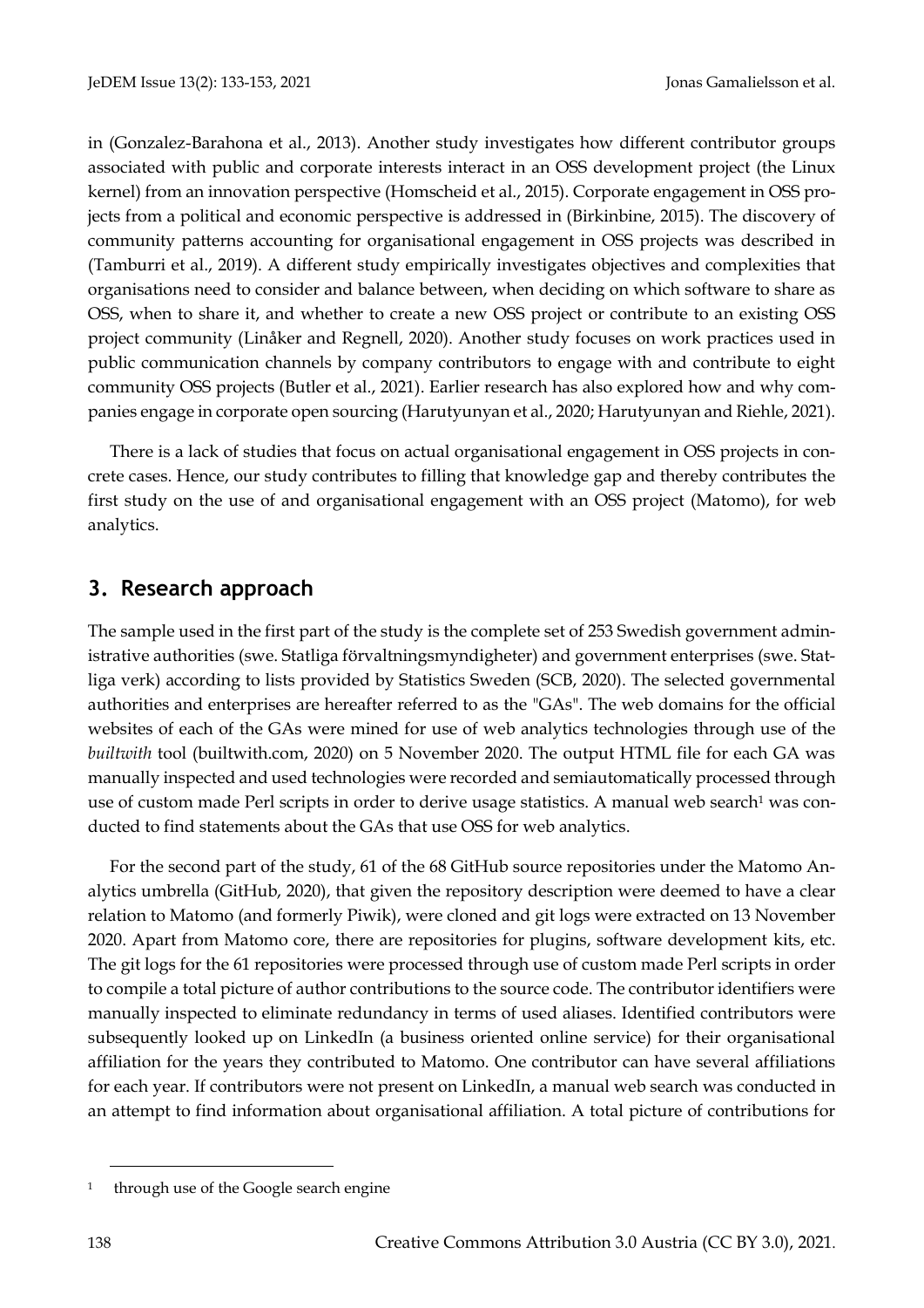in (Gonzalez-Barahona et al., 2013). Another study investigates how different contributor groups associated with public and corporate interests interact in an OSS development project (the Linux kernel) from an innovation perspective (Homscheid et al., 2015). Corporate engagement in OSS projects from a political and economic perspective is addressed in (Birkinbine, 2015). The discovery of community patterns accounting for organisational engagement in OSS projects was described in (Tamburri et al., 2019). A different study empirically investigates objectives and complexities that organisations need to consider and balance between, when deciding on which software to share as OSS, when to share it, and whether to create a new OSS project or contribute to an existing OSS project community (Linåker and Regnell, 2020). Another study focuses on work practices used in public communication channels by company contributors to engage with and contribute to eight community OSS projects (Butler et al., 2021). Earlier research has also explored how and why companies engage in corporate open sourcing (Harutyunyan et al., 2020; Harutyunyan and Riehle, 2021).

There is a lack of studies that focus on actual organisational engagement in OSS projects in concrete cases. Hence, our study contributes to filling that knowledge gap and thereby contributes the first study on the use of and organisational engagement with an OSS project (Matomo), for web analytics.

## 3. Research approach

The sample used in the first part of the study is the complete set of 253 Swedish government administrative authorities (swe. Statliga förvaltningsmyndigheter) and government enterprises (swe. Statliga verk) according to lists provided by Statistics Sweden (SCB, 2020). The selected governmental authorities and enterprises are hereafter referred to as the "GAs". The web domains for the official websites of each of the GAs were mined for use of web analytics technologies through use of the *builtwith* tool (builtwith.com, 2020) on 5 November 2020. The output HTML file for each GA was manually inspected and used technologies were recorded and semiautomatically processed through use of custom made Perl scripts in order to derive usage statistics. A manual web search[1] was conducted to find statements about the GAs that use OSS for web analytics.

For the second part of the study, 61 of the 68 GitHub source repositories under the Matomo Analytics umbrella (GitHub, 2020), that given the repository description were deemed to have a clear relation to Matomo (and formerly Piwik), were cloned and git logs were extracted on 13 November 2020. Apart from Matomo core, there are repositories for plugins, software development kits, etc. The git logs for the 61 repositories were processed through use of custom made Perl scripts in order to compile a total picture of author contributions to the source code. The contributor identifiers were manually inspected to eliminate redundancy in terms of used aliases. Identified contributors were subsequently looked up on LinkedIn (a business oriented online service) for their organisational affiliation for the years they contributed to Matomo. One contributor can have several affiliations for each year. If contributors were not present on LinkedIn, a manual web search was conducted in an attempt to find information about organisational affiliation. A total picture of contributions for

[1] through use of the Google search engine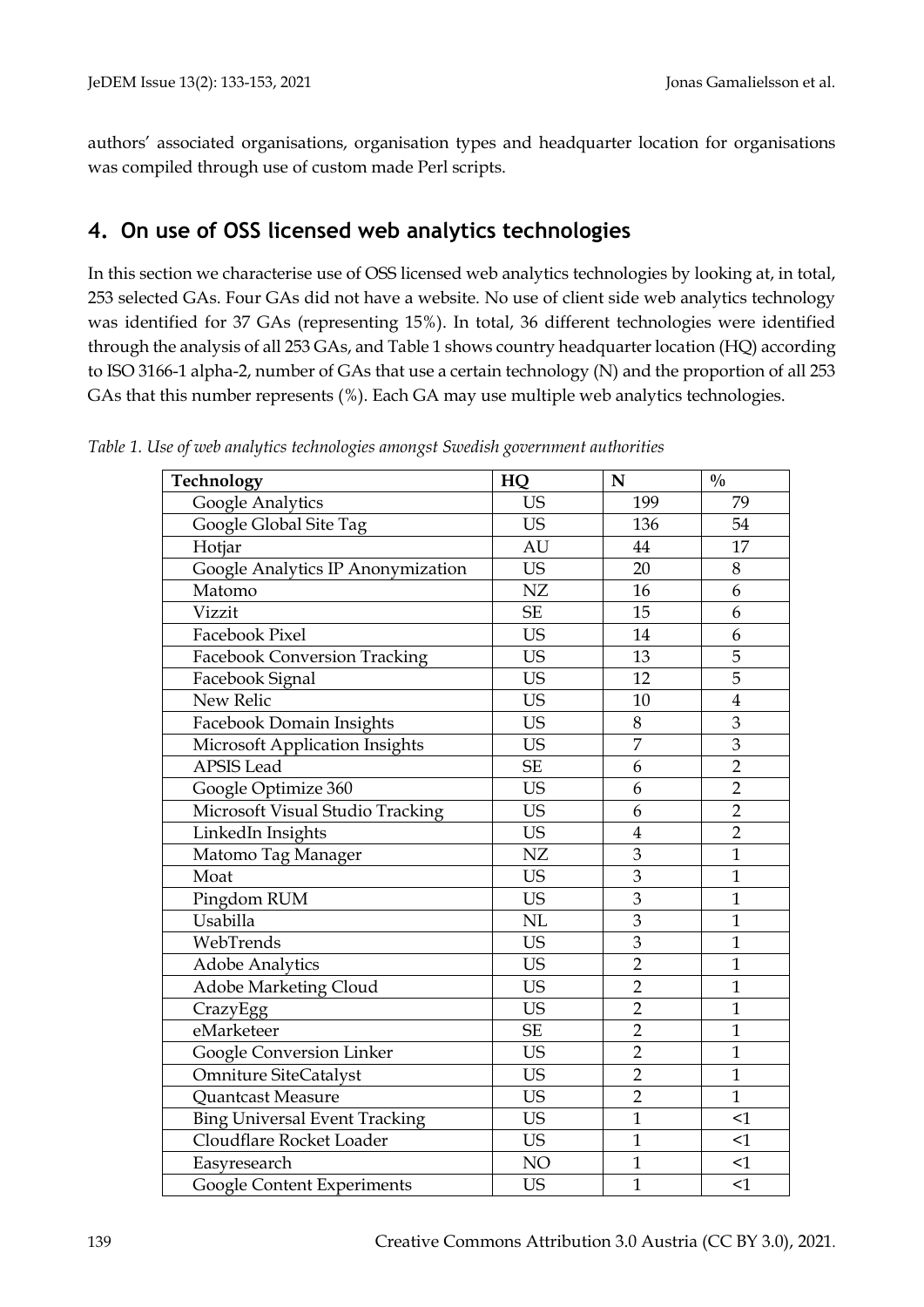authors' associated organisations, organisation types and headquarter location for organisations was compiled through use of custom made Perl scripts.

## 4. On use of OSS licensed web analytics technologies

In this section we characterise use of OSS licensed web analytics technologies by looking at, in total, 253 selected GAs. Four GAs did not have a website. No use of client side web analytics technology was identified for 37 GAs (representing 15%). In total, 36 different technologies were identified through the analysis of all 253 GAs, and Table 1 shows country headquarter location (HQ) according to ISO 3166-1 alpha-2, number of GAs that use a certain technology (N) and the proportion of all 253 GAs that this number represents (%). Each GA may use multiple web analytics technologies.

*Table 1. Use of web analytics technologies amongst Swedish government authorities*

| Technology | HQ | N | % |
|---|---|---|---|
| Google Analytics | US | 199 | 79 |
| Google Global Site Tag | US | 136 | 54 |
| Hotjar | AU | 44 | 17 |
| Google Analytics IP Anonymization | US | 20 | 8 |
| Matomo | NZ | 16 | 6 |
| Vizzit | SE | 15 | 6 |
| Facebook Pixel | US | 14 | 6 |
| Facebook Conversion Tracking | US | 13 | 5 |
| Facebook Signal | US | 12 | 5 |
| New Relic | US | 10 | 4 |
| Facebook Domain Insights | US | 8 | 3 |
| Microsoft Application Insights | US | 7 | 3 |
| APSIS Lead | SE | 6 | 2 |
| Google Optimize 360 | US | 6 | 2 |
| Microsoft Visual Studio Tracking | US | 6 | 2 |
| LinkedIn Insights | US | 4 | 2 |
| Matomo Tag Manager | NZ | 3 | 1 |
| Moat | US | 3 | 1 |
| Pingdom RUM | US | 3 | 1 |
| Usabilla | NL | 3 | 1 |
| WebTrends | US | 3 | 1 |
| Adobe Analytics | US | 2 | 1 |
| Adobe Marketing Cloud | US | 2 | 1 |
| CrazyEgg | US | 2 | 1 |
| eMarketeer | SE | 2 | 1 |
| Google Conversion Linker | US | 2 | 1 |
| Omniture SiteCatalyst | US | 2 | 1 |
| Quantcast Measure | US | 2 | 1 |
| Bing Universal Event Tracking | US | 1 | <1 |
| Cloudflare Rocket Loader | US | 1 | <1 |
| Easyresearch | NO | 1 | <1 |
| Google Content Experiments | US | 1 | <1 |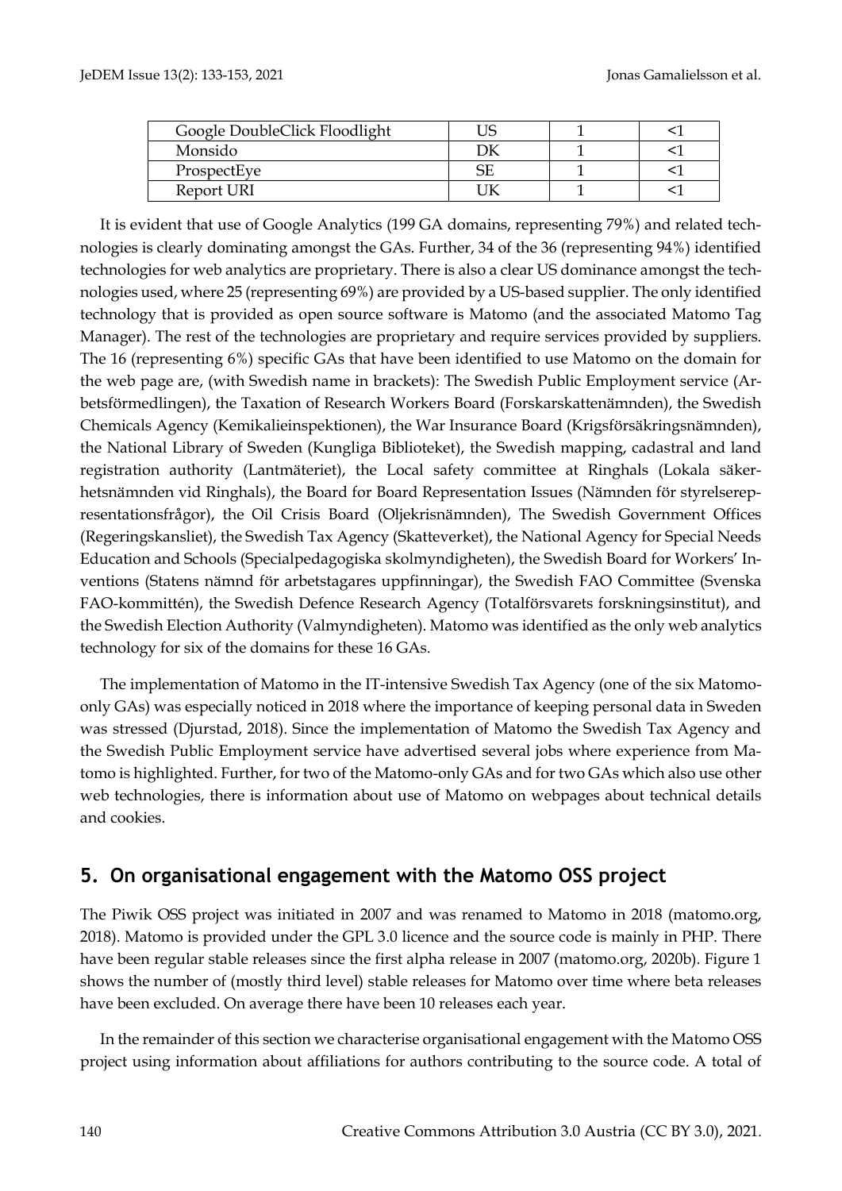| Google DoubleClick Floodlight | US | 1 | <1 |
| --- | --- | --- | --- |
| Monsido | DK | 1 | <1 |
| ProspectEye | SE | 1 | <1 |
| Report URI | UK | 1 | <1 |

It is evident that use of Google Analytics (199 GA domains, representing 79%) and related technologies is clearly dominating amongst the GAs. Further, 34 of the 36 (representing 94%) identified technologies for web analytics are proprietary. There is also a clear US dominance amongst the technologies used, where 25 (representing 69%) are provided by a US-based supplier. The only identified technology that is provided as open source software is Matomo (and the associated Matomo Tag Manager). The rest of the technologies are proprietary and require services provided by suppliers. The 16 (representing 6%) specific GAs that have been identified to use Matomo on the domain for the web page are, (with Swedish name in brackets): The Swedish Public Employment service (Arbetsförmedlingen), the Taxation of Research Workers Board (Forskarskattenämnden), the Swedish Chemicals Agency (Kemikalieinspektionen), the War Insurance Board (Krigsförsäkringsnämnden), the National Library of Sweden (Kungliga Biblioteket), the Swedish mapping, cadastral and land registration authority (Lantmäteriet), the Local safety committee at Ringhals (Lokala säkerhetsnämnden vid Ringhals), the Board for Board Representation Issues (Nämnden för styrelserepresentationsfrågor), the Oil Crisis Board (Oljekrisnämnden), The Swedish Government Offices (Regeringskansliet), the Swedish Tax Agency (Skatteverket), the National Agency for Special Needs Education and Schools (Specialpedagogiska skolmyndigheten), the Swedish Board for Workers' Inventions (Statens nämnd för arbetstagares uppfinningar), the Swedish FAO Committee (Svenska FAO-kommittén), the Swedish Defence Research Agency (Totalförsvarets forskningsinstitut), and the Swedish Election Authority (Valmyndigheten). Matomo was identified as the only web analytics technology for six of the domains for these 16 GAs.

The implementation of Matomo in the IT-intensive Swedish Tax Agency (one of the six Matomo-only GAs) was especially noticed in 2018 where the importance of keeping personal data in Sweden was stressed (Djurstad, 2018). Since the implementation of Matomo the Swedish Tax Agency and the Swedish Public Employment service have advertised several jobs where experience from Matomo is highlighted. Further, for two of the Matomo-only GAs and for two GAs which also use other web technologies, there is information about use of Matomo on webpages about technical details and cookies.

## 5. On organisational engagement with the Matomo OSS project

The Piwik OSS project was initiated in 2007 and was renamed to Matomo in 2018 (matomo.org, 2018). Matomo is provided under the GPL 3.0 licence and the source code is mainly in PHP. There have been regular stable releases since the first alpha release in 2007 (matomo.org, 2020b). Figure 1 shows the number of (mostly third level) stable releases for Matomo over time where beta releases have been excluded. On average there have been 10 releases each year.

In the remainder of this section we characterise organisational engagement with the Matomo OSS project using information about affiliations for authors contributing to the source code. A total of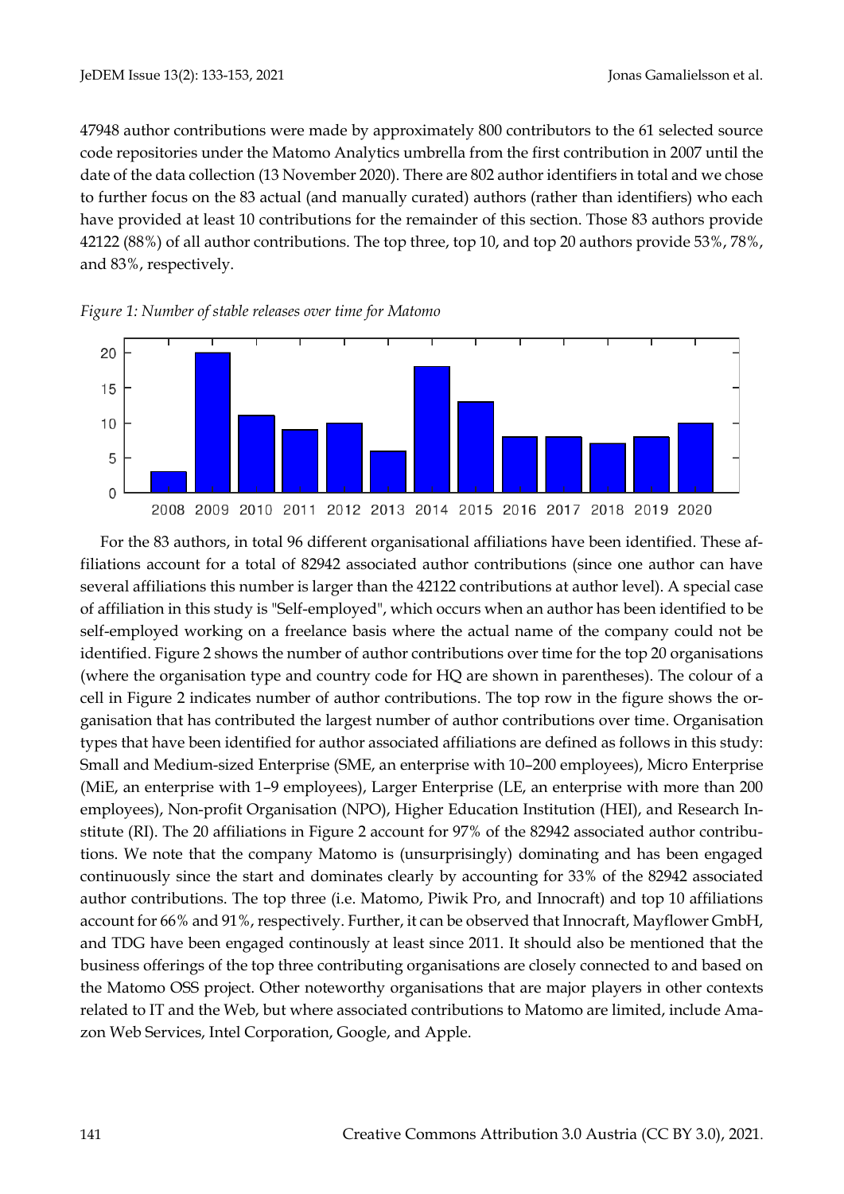47948 author contributions were made by approximately 800 contributors to the 61 selected source code repositories under the Matomo Analytics umbrella from the first contribution in 2007 until the date of the data collection (13 November 2020). There are 802 author identifiers in total and we chose to further focus on the 83 actual (and manually curated) authors (rather than identifiers) who each have provided at least 10 contributions for the remainder of this section. Those 83 authors provide 42122 (88%) of all author contributions. The top three, top 10, and top 20 authors provide 53%, 78%, and 83%, respectively.

*Figure 1: Number of stable releases over time for Matomo*

For the 83 authors, in total 96 different organisational affiliations have been identified. These affiliations account for a total of 82942 associated author contributions (since one author can have several affiliations this number is larger than the 42122 contributions at author level). A special case of affiliation in this study is "Self-employed", which occurs when an author has been identified to be self-employed working on a freelance basis where the actual name of the company could not be identified. Figure 2 shows the number of author contributions over time for the top 20 organisations (where the organisation type and country code for HQ are shown in parentheses). The colour of a cell in Figure 2 indicates number of author contributions. The top row in the figure shows the organisation that has contributed the largest number of author contributions over time. Organisation types that have been identified for author associated affiliations are defined as follows in this study: Small and Medium-sized Enterprise (SME, an enterprise with 10–200 employees), Micro Enterprise (MiE, an enterprise with 1–9 employees), Larger Enterprise (LE, an enterprise with more than 200 employees), Non-profit Organisation (NPO), Higher Education Institution (HEI), and Research Institute (RI). The 20 affiliations in Figure 2 account for 97% of the 82942 associated author contributions. We note that the company Matomo is (unsurprisingly) dominating and has been engaged continuously since the start and dominates clearly by accounting for 33% of the 82942 associated author contributions. The top three (i.e. Matomo, Piwik Pro, and Innocraft) and top 10 affiliations account for 66% and 91%, respectively. Further, it can be observed that Innocraft, Mayflower GmbH, and TDG have been engaged continously at least since 2011. It should also be mentioned that the business offerings of the top three contributing organisations are closely connected to and based on the Matomo OSS project. Other noteworthy organisations that are major players in other contexts related to IT and the Web, but where associated contributions to Matomo are limited, include Amazon Web Services, Intel Corporation, Google, and Apple.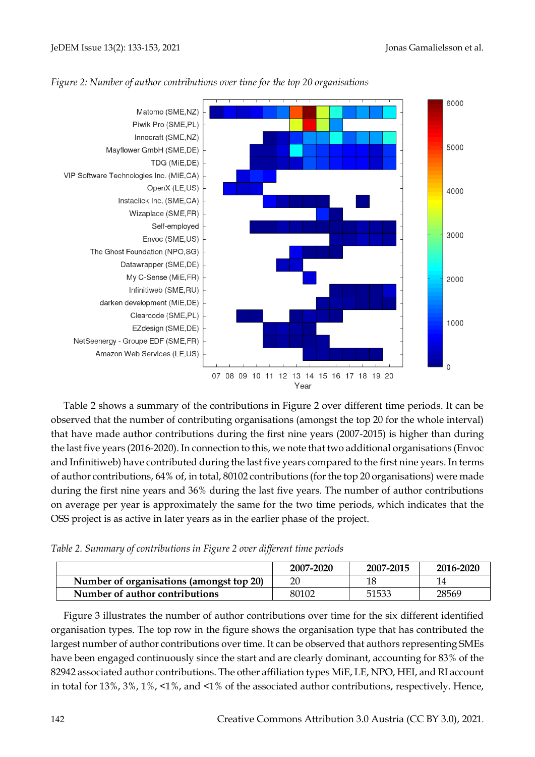*Figure 2: Number of author contributions over time for the top 20 organisations*

Table 2 shows a summary of the contributions in Figure 2 over different time periods. It can be observed that the number of contributing organisations (amongst the top 20 for the whole interval) that have made author contributions during the first nine years (2007-2015) is higher than during the last five years (2016-2020). In connection to this, we note that two additional organisations (Envoc and Infinitiweb) have contributed during the last five years compared to the first nine years. In terms of author contributions, 64% of, in total, 80102 contributions (for the top 20 organisations) were made during the first nine years and 36% during the last five years. The number of author contributions on average per year is approximately the same for the two time periods, which indicates that the OSS project is as active in later years as in the earlier phase of the project.

*Table 2. Summary of contributions in Figure 2 over different time periods*

| | 2007-2020 | 2007-2015 | 2016-2020 |
|---|---|---|---|
| **Number of organisations (amongst top 20)** | 20 | 18 | 14 |
| **Number of author contributions** | 80102 | 51533 | 28569 |

Figure 3 illustrates the number of author contributions over time for the six different identified organisation types. The top row in the figure shows the organisation type that has contributed the largest number of author contributions over time. It can be observed that authors representing SMEs have been engaged continuously since the start and are clearly dominant, accounting for 83% of the 82942 associated author contributions. The other affiliation types MiE, LE, NPO, HEI, and RI account in total for 13%, 3%, 1%, <1%, and <1% of the associated author contributions, respectively. Hence,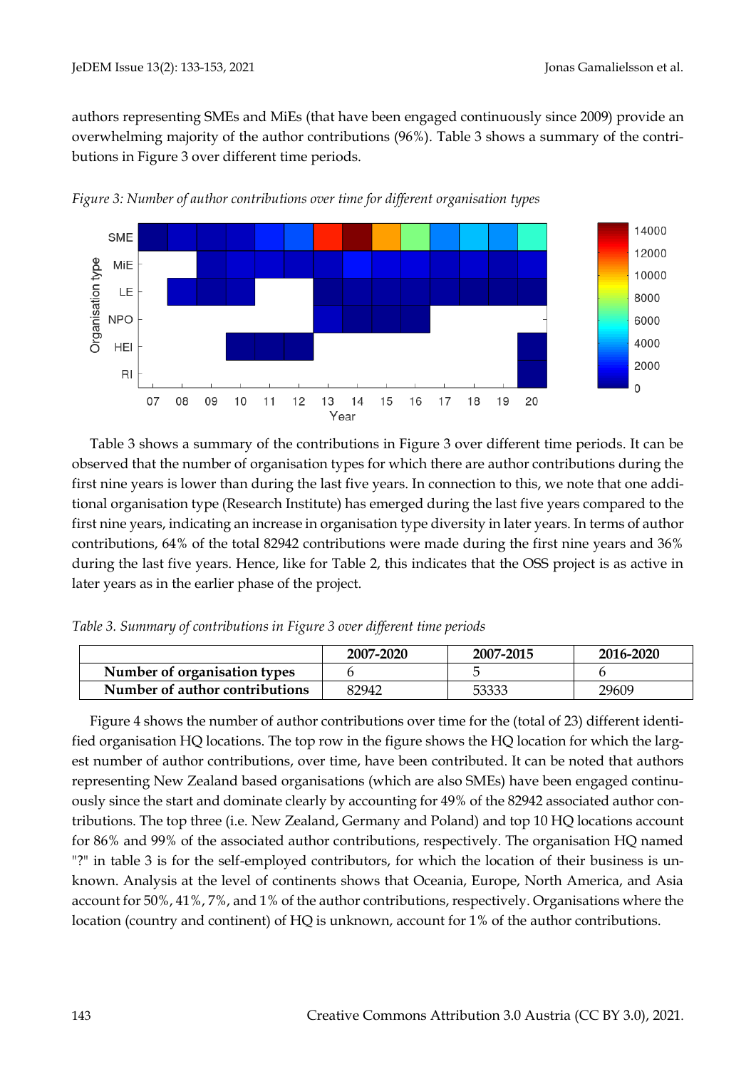authors representing SMEs and MiEs (that have been engaged continuously since 2009) provide an overwhelming majority of the author contributions (96%). Table 3 shows a summary of the contributions in Figure 3 over different time periods.

*Figure 3: Number of author contributions over time for different organisation types*

Table 3 shows a summary of the contributions in Figure 3 over different time periods. It can be observed that the number of organisation types for which there are author contributions during the first nine years is lower than during the last five years. In connection to this, we note that one additional organisation type (Research Institute) has emerged during the last five years compared to the first nine years, indicating an increase in organisation type diversity in later years. In terms of author contributions, 64% of the total 82942 contributions were made during the first nine years and 36% during the last five years. Hence, like for Table 2, this indicates that the OSS project is as active in later years as in the earlier phase of the project.

*Table 3. Summary of contributions in Figure 3 over different time periods*

| | 2007-2020 | 2007-2015 | 2016-2020 |
|---|---|---|---|
| **Number of organisation types** | 6 | 5 | 6 |
| **Number of author contributions** | 82942 | 53333 | 29609 |

Figure 4 shows the number of author contributions over time for the (total of 23) different identified organisation HQ locations. The top row in the figure shows the HQ location for which the largest number of author contributions, over time, have been contributed. It can be noted that authors representing New Zealand based organisations (which are also SMEs) have been engaged continuously since the start and dominate clearly by accounting for 49% of the 82942 associated author contributions. The top three (i.e. New Zealand, Germany and Poland) and top 10 HQ locations account for 86% and 99% of the associated author contributions, respectively. The organisation HQ named "?" in table 3 is for the self-employed contributors, for which the location of their business is unknown. Analysis at the level of continents shows that Oceania, Europe, North America, and Asia account for 50%, 41%, 7%, and 1% of the author contributions, respectively. Organisations where the location (country and continent) of HQ is unknown, account for 1% of the author contributions.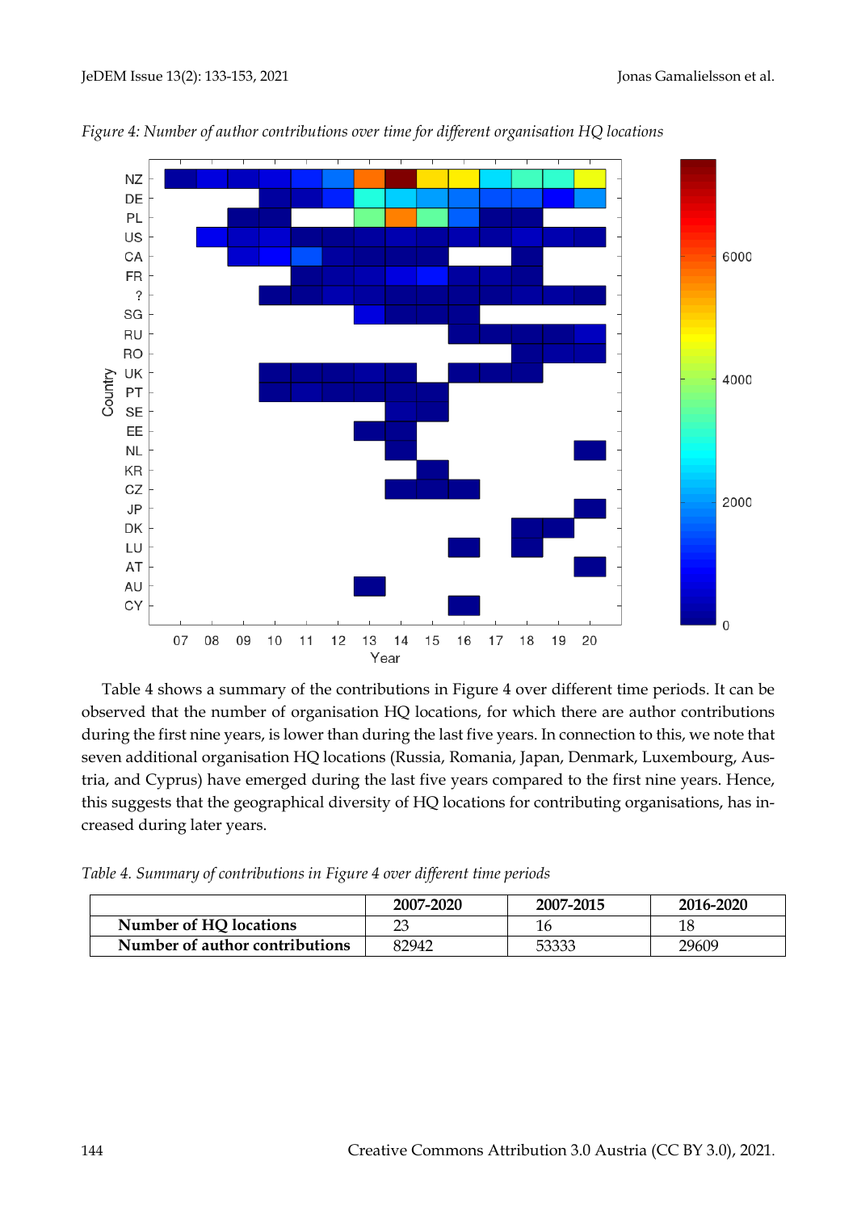*Figure 4: Number of author contributions over time for different organisation HQ locations*

Table 4 shows a summary of the contributions in Figure 4 over different time periods. It can be observed that the number of organisation HQ locations, for which there are author contributions during the first nine years, is lower than during the last five years. In connection to this, we note that seven additional organisation HQ locations (Russia, Romania, Japan, Denmark, Luxembourg, Austria, and Cyprus) have emerged during the last five years compared to the first nine years. Hence, this suggests that the geographical diversity of HQ locations for contributing organisations, has increased during later years.

*Table 4. Summary of contributions in Figure 4 over different time periods*

| | 2007-2020 | 2007-2015 | 2016-2020 |
|---|---|---|---|
| **Number of HQ locations** | 23 | 16 | 18 |
| **Number of author contributions** | 82942 | 53333 | 29609 |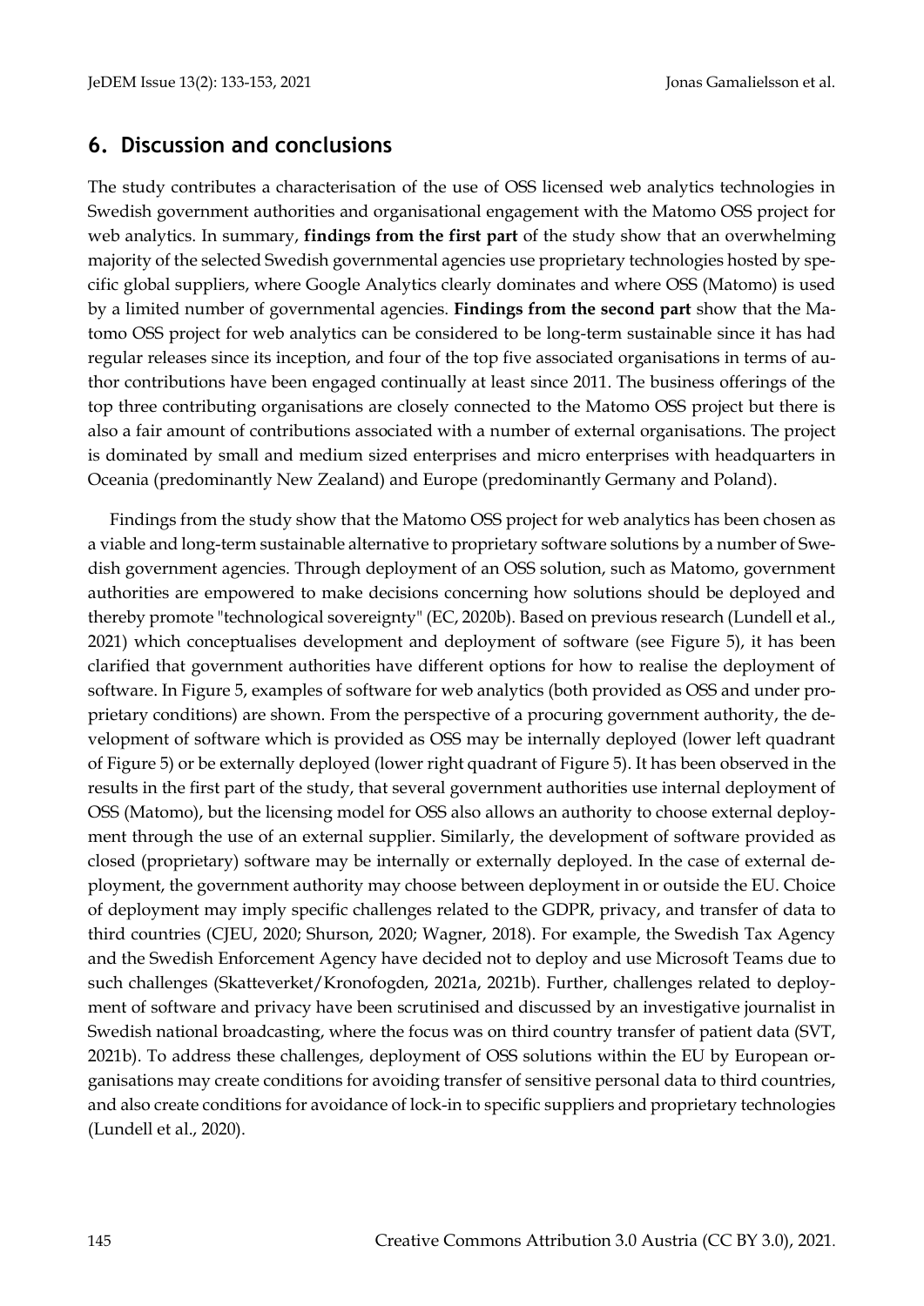## 6. Discussion and conclusions

The study contributes a characterisation of the use of OSS licensed web analytics technologies in Swedish government authorities and organisational engagement with the Matomo OSS project for web analytics. In summary, **findings from the first part** of the study show that an overwhelming majority of the selected Swedish governmental agencies use proprietary technologies hosted by specific global suppliers, where Google Analytics clearly dominates and where OSS (Matomo) is used by a limited number of governmental agencies. **Findings from the second part** show that the Matomo OSS project for web analytics can be considered to be long-term sustainable since it has had regular releases since its inception, and four of the top five associated organisations in terms of author contributions have been engaged continually at least since 2011. The business offerings of the top three contributing organisations are closely connected to the Matomo OSS project but there is also a fair amount of contributions associated with a number of external organisations. The project is dominated by small and medium sized enterprises and micro enterprises with headquarters in Oceania (predominantly New Zealand) and Europe (predominantly Germany and Poland).

Findings from the study show that the Matomo OSS project for web analytics has been chosen as a viable and long-term sustainable alternative to proprietary software solutions by a number of Swedish government agencies. Through deployment of an OSS solution, such as Matomo, government authorities are empowered to make decisions concerning how solutions should be deployed and thereby promote "technological sovereignty" (EC, 2020b). Based on previous research (Lundell et al., 2021) which conceptualises development and deployment of software (see Figure 5), it has been clarified that government authorities have different options for how to realise the deployment of software. In Figure 5, examples of software for web analytics (both provided as OSS and under proprietary conditions) are shown. From the perspective of a procuring government authority, the development of software which is provided as OSS may be internally deployed (lower left quadrant of Figure 5) or be externally deployed (lower right quadrant of Figure 5). It has been observed in the results in the first part of the study, that several government authorities use internal deployment of OSS (Matomo), but the licensing model for OSS also allows an authority to choose external deployment through the use of an external supplier. Similarly, the development of software provided as closed (proprietary) software may be internally or externally deployed. In the case of external deployment, the government authority may choose between deployment in or outside the EU. Choice of deployment may imply specific challenges related to the GDPR, privacy, and transfer of data to third countries (CJEU, 2020; Shurson, 2020; Wagner, 2018). For example, the Swedish Tax Agency and the Swedish Enforcement Agency have decided not to deploy and use Microsoft Teams due to such challenges (Skatteverket/Kronofogden, 2021a, 2021b). Further, challenges related to deployment of software and privacy have been scrutinised and discussed by an investigative journalist in Swedish national broadcasting, where the focus was on third country transfer of patient data (SVT, 2021b). To address these challenges, deployment of OSS solutions within the EU by European organisations may create conditions for avoiding transfer of sensitive personal data to third countries, and also create conditions for avoidance of lock-in to specific suppliers and proprietary technologies (Lundell et al., 2020).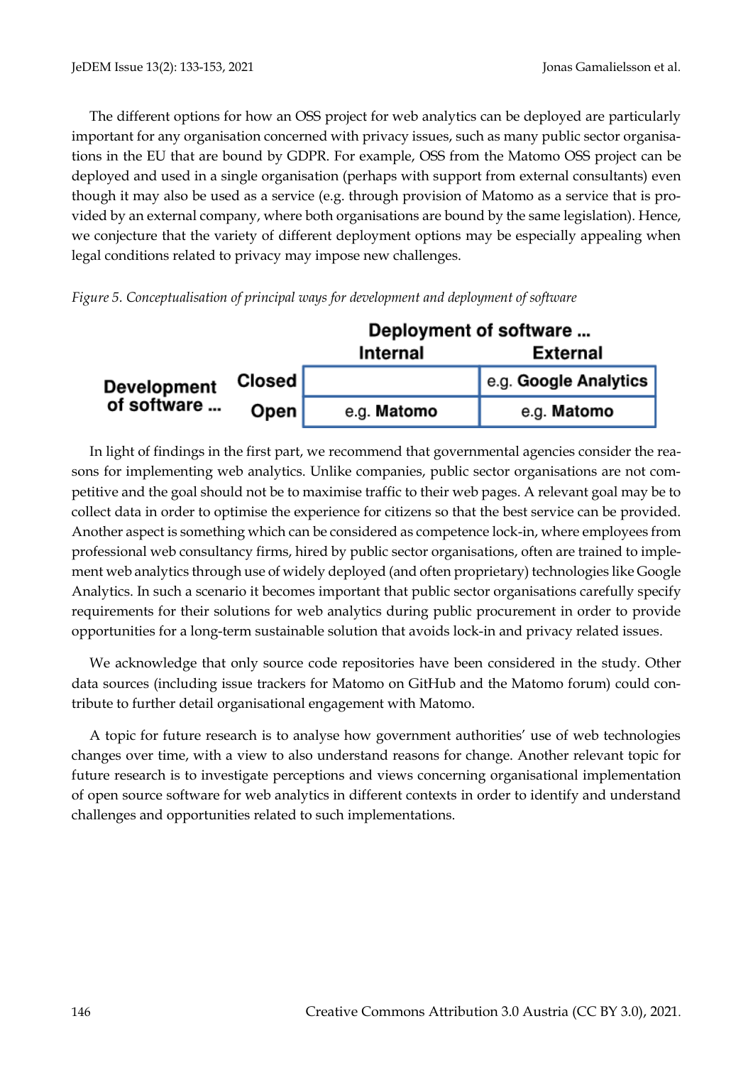The different options for how an OSS project for web analytics can be deployed are particularly important for any organisation concerned with privacy issues, such as many public sector organisations in the EU that are bound by GDPR. For example, OSS from the Matomo OSS project can be deployed and used in a single organisation (perhaps with support from external consultants) even though it may also be used as a service (e.g. through provision of Matomo as a service that is provided by an external company, where both organisations are bound by the same legislation). Hence, we conjecture that the variety of different deployment options may be especially appealing when legal conditions related to privacy may impose new challenges.

*Figure 5. Conceptualisation of principal ways for development and deployment of software*

| | | Deployment of software ... | |
|---|---|---|---|
| | | **Internal** | **External** |
| **Development of software ...** | **Closed** | | e.g. **Google Analytics** |
| | **Open** | e.g. **Matomo** | e.g. **Matomo** |

In light of findings in the first part, we recommend that governmental agencies consider the reasons for implementing web analytics. Unlike companies, public sector organisations are not competitive and the goal should not be to maximise traffic to their web pages. A relevant goal may be to collect data in order to optimise the experience for citizens so that the best service can be provided. Another aspect is something which can be considered as competence lock-in, where employees from professional web consultancy firms, hired by public sector organisations, often are trained to implement web analytics through use of widely deployed (and often proprietary) technologies like Google Analytics. In such a scenario it becomes important that public sector organisations carefully specify requirements for their solutions for web analytics during public procurement in order to provide opportunities for a long-term sustainable solution that avoids lock-in and privacy related issues.

We acknowledge that only source code repositories have been considered in the study. Other data sources (including issue trackers for Matomo on GitHub and the Matomo forum) could contribute to further detail organisational engagement with Matomo.

A topic for future research is to analyse how government authorities' use of web technologies changes over time, with a view to also understand reasons for change. Another relevant topic for future research is to investigate perceptions and views concerning organisational implementation of open source software for web analytics in different contexts in order to identify and understand challenges and opportunities related to such implementations.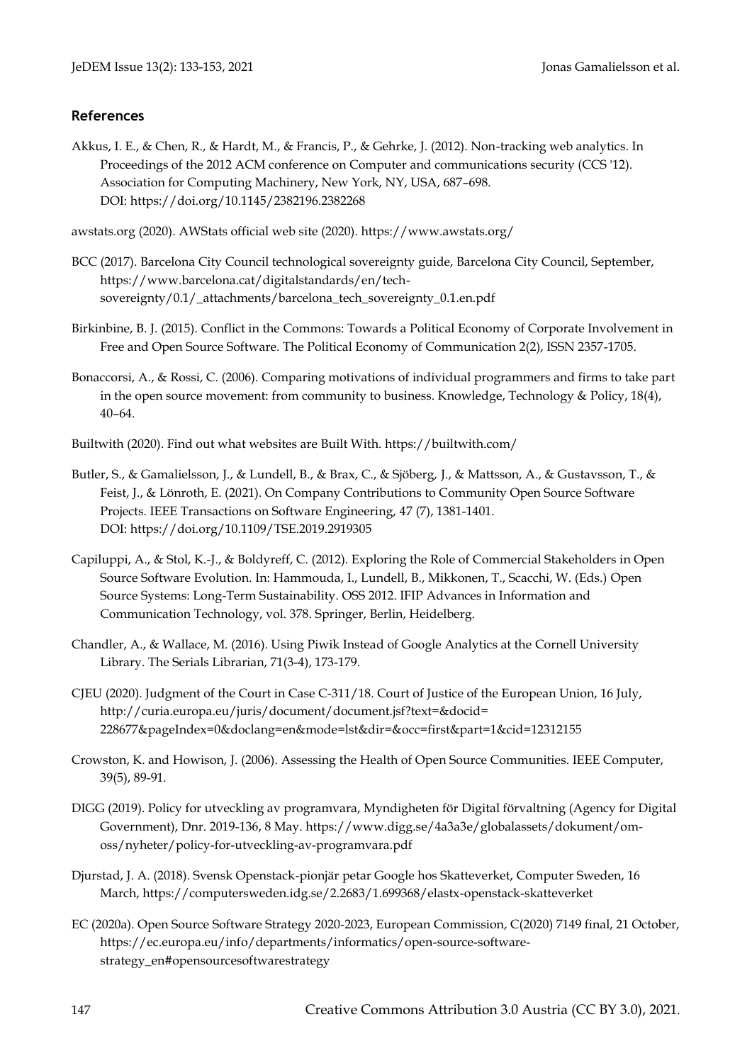## References

Akkus, I. E., & Chen, R., & Hardt, M., & Francis, P., & Gehrke, J. (2012). Non-tracking web analytics. In Proceedings of the 2012 ACM conference on Computer and communications security (CCS '12). Association for Computing Machinery, New York, NY, USA, 687–698. DOI: https://doi.org/10.1145/2382196.2382268

awstats.org (2020). AWStats official web site (2020). https://www.awstats.org/

BCC (2017). Barcelona City Council technological sovereignty guide, Barcelona City Council, September, https://www.barcelona.cat/digitalstandards/en/tech-sovereignty/0.1/_attachments/barcelona_tech_sovereignty_0.1.en.pdf

Birkinbine, B. J. (2015). Conflict in the Commons: Towards a Political Economy of Corporate Involvement in Free and Open Source Software. The Political Economy of Communication 2(2), ISSN 2357-1705.

Bonaccorsi, A., & Rossi, C. (2006). Comparing motivations of individual programmers and firms to take part in the open source movement: from community to business. Knowledge, Technology & Policy, 18(4), 40–64.

Builtwith (2020). Find out what websites are Built With. https://builtwith.com/

Butler, S., & Gamalielsson, J., & Lundell, B., & Brax, C., & Sjöberg, J., & Mattsson, A., & Gustavsson, T., & Feist, J., & Lönroth, E. (2021). On Company Contributions to Community Open Source Software Projects. IEEE Transactions on Software Engineering, 47 (7), 1381-1401. DOI: https://doi.org/10.1109/TSE.2019.2919305

Capiluppi, A., & Stol, K.-J., & Boldyreff, C. (2012). Exploring the Role of Commercial Stakeholders in Open Source Software Evolution. In: Hammouda, I., Lundell, B., Mikkonen, T., Scacchi, W. (Eds.) Open Source Systems: Long-Term Sustainability. OSS 2012. IFIP Advances in Information and Communication Technology, vol. 378. Springer, Berlin, Heidelberg.

Chandler, A., & Wallace, M. (2016). Using Piwik Instead of Google Analytics at the Cornell University Library. The Serials Librarian, 71(3-4), 173-179.

CJEU (2020). Judgment of the Court in Case C-311/18. Court of Justice of the European Union, 16 July, http://curia.europa.eu/juris/document/document.jsf?text=&docid=228677&pageIndex=0&doclang=en&mode=lst&dir=&occ=first&part=1&cid=12312155

Crowston, K. and Howison, J. (2006). Assessing the Health of Open Source Communities. IEEE Computer, 39(5), 89-91.

DIGG (2019). Policy for utveckling av programvara, Myndigheten för Digital förvaltning (Agency for Digital Government), Dnr. 2019-136, 8 May. https://www.digg.se/4a3a3e/globalassets/dokument/om-oss/nyheter/policy-for-utveckling-av-programvara.pdf

Djurstad, J. A. (2018). Svensk Openstack-pionjär petar Google hos Skatteverket, Computer Sweden, 16 March, https://computersweden.idg.se/2.2683/1.699368/elastx-openstack-skatteverket

EC (2020a). Open Source Software Strategy 2020-2023, European Commission, C(2020) 7149 final, 21 October, https://ec.europa.eu/info/departments/informatics/open-source-software-strategy_en#opensourcesoftwarestrategy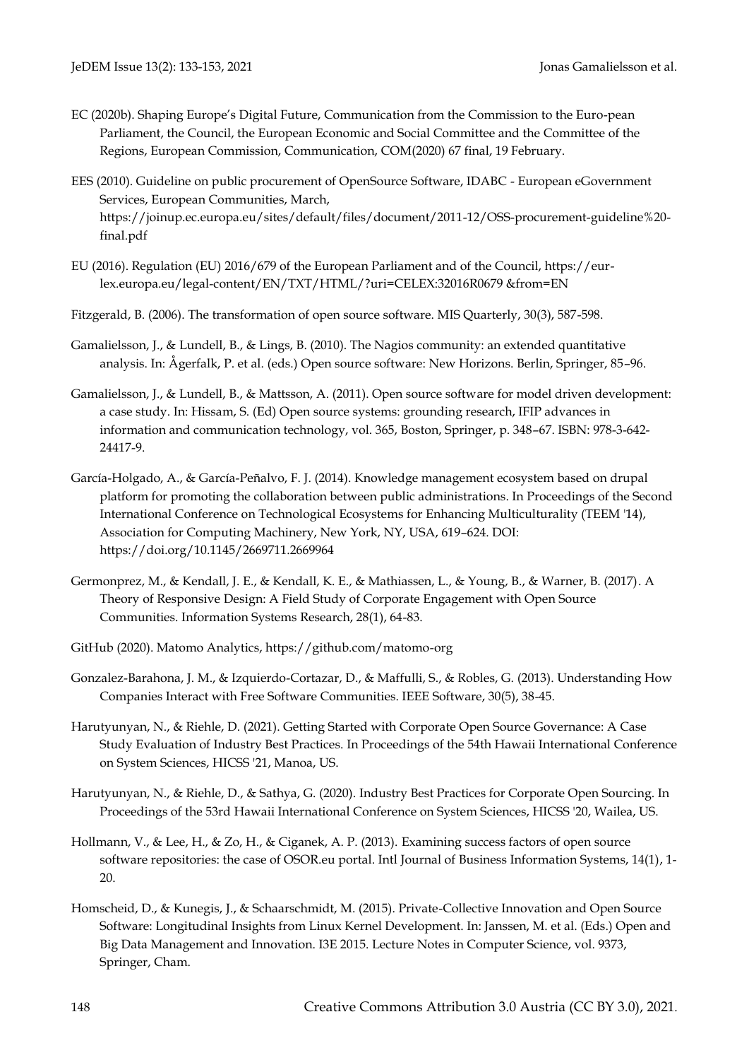EC (2020b). Shaping Europe's Digital Future, Communication from the Commission to the Euro-pean Parliament, the Council, the European Economic and Social Committee and the Committee of the Regions, European Commission, Communication, COM(2020) 67 final, 19 February.

EES (2010). Guideline on public procurement of OpenSource Software, IDABC - European eGovernment Services, European Communities, March, https://joinup.ec.europa.eu/sites/default/files/document/2011-12/OSS-procurement-guideline%20-final.pdf

EU (2016). Regulation (EU) 2016/679 of the European Parliament and of the Council, https://eur-lex.europa.eu/legal-content/EN/TXT/HTML/?uri=CELEX:32016R0679 &from=EN

Fitzgerald, B. (2006). The transformation of open source software. MIS Quarterly, 30(3), 587-598.

Gamalielsson, J., & Lundell, B., & Lings, B. (2010). The Nagios community: an extended quantitative analysis. In: Ågerfalk, P. et al. (eds.) Open source software: New Horizons. Berlin, Springer, 85–96.

Gamalielsson, J., & Lundell, B., & Mattsson, A. (2011). Open source software for model driven development: a case study. In: Hissam, S. (Ed) Open source systems: grounding research, IFIP advances in information and communication technology, vol. 365, Boston, Springer, p. 348–67. ISBN: 978-3-642-24417-9.

García-Holgado, A., & García-Peñalvo, F. J. (2014). Knowledge management ecosystem based on drupal platform for promoting the collaboration between public administrations. In Proceedings of the Second International Conference on Technological Ecosystems for Enhancing Multiculturality (TEEM '14), Association for Computing Machinery, New York, NY, USA, 619–624. DOI: https://doi.org/10.1145/2669711.2669964

Germonprez, M., & Kendall, J. E., & Kendall, K. E., & Mathiassen, L., & Young, B., & Warner, B. (2017). A Theory of Responsive Design: A Field Study of Corporate Engagement with Open Source Communities. Information Systems Research, 28(1), 64-83.

GitHub (2020). Matomo Analytics, https://github.com/matomo-org

Gonzalez-Barahona, J. M., & Izquierdo-Cortazar, D., & Maffulli, S., & Robles, G. (2013). Understanding How Companies Interact with Free Software Communities. IEEE Software, 30(5), 38-45.

Harutyunyan, N., & Riehle, D. (2021). Getting Started with Corporate Open Source Governance: A Case Study Evaluation of Industry Best Practices. In Proceedings of the 54th Hawaii International Conference on System Sciences, HICSS '21, Manoa, US.

Harutyunyan, N., & Riehle, D., & Sathya, G. (2020). Industry Best Practices for Corporate Open Sourcing. In Proceedings of the 53rd Hawaii International Conference on System Sciences, HICSS '20, Wailea, US.

Hollmann, V., & Lee, H., & Zo, H., & Ciganek, A. P. (2013). Examining success factors of open source software repositories: the case of OSOR.eu portal. Intl Journal of Business Information Systems, 14(1), 1-20.

Homscheid, D., & Kunegis, J., & Schaarschmidt, M. (2015). Private-Collective Innovation and Open Source Software: Longitudinal Insights from Linux Kernel Development. In: Janssen, M. et al. (Eds.) Open and Big Data Management and Innovation. I3E 2015. Lecture Notes in Computer Science, vol. 9373, Springer, Cham.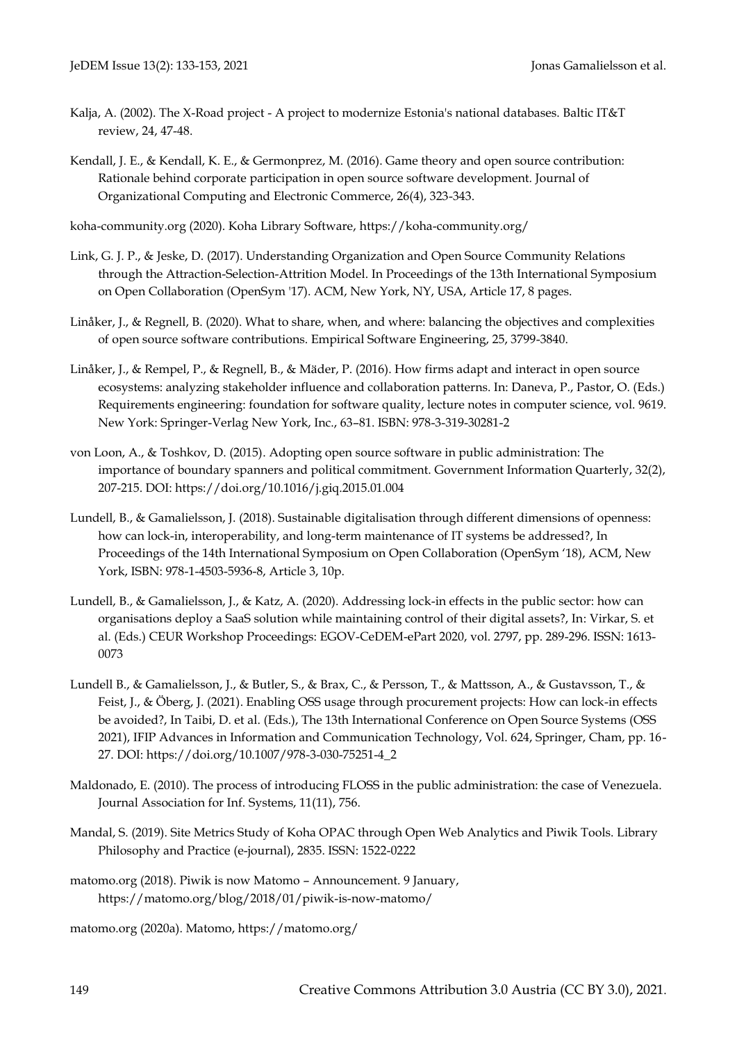Kalja, A. (2002). The X-Road project - A project to modernize Estonia's national databases. Baltic IT&T review, 24, 47-48.

Kendall, J. E., & Kendall, K. E., & Germonprez, M. (2016). Game theory and open source contribution: Rationale behind corporate participation in open source software development. Journal of Organizational Computing and Electronic Commerce, 26(4), 323-343.

koha-community.org (2020). Koha Library Software, https://koha-community.org/

Link, G. J. P., & Jeske, D. (2017). Understanding Organization and Open Source Community Relations through the Attraction-Selection-Attrition Model. In Proceedings of the 13th International Symposium on Open Collaboration (OpenSym '17). ACM, New York, NY, USA, Article 17, 8 pages.

Linåker, J., & Regnell, B. (2020). What to share, when, and where: balancing the objectives and complexities of open source software contributions. Empirical Software Engineering, 25, 3799-3840.

Linåker, J., & Rempel, P., & Regnell, B., & Mäder, P. (2016). How firms adapt and interact in open source ecosystems: analyzing stakeholder influence and collaboration patterns. In: Daneva, P., Pastor, O. (Eds.) Requirements engineering: foundation for software quality, lecture notes in computer science, vol. 9619. New York: Springer-Verlag New York, Inc., 63–81. ISBN: 978-3-319-30281-2

von Loon, A., & Toshkov, D. (2015). Adopting open source software in public administration: The importance of boundary spanners and political commitment. Government Information Quarterly, 32(2), 207-215. DOI: https://doi.org/10.1016/j.giq.2015.01.004

Lundell, B., & Gamalielsson, J. (2018). Sustainable digitalisation through different dimensions of openness: how can lock-in, interoperability, and long-term maintenance of IT systems be addressed?, In Proceedings of the 14th International Symposium on Open Collaboration (OpenSym '18), ACM, New York, ISBN: 978-1-4503-5936-8, Article 3, 10p.

Lundell, B., & Gamalielsson, J., & Katz, A. (2020). Addressing lock-in effects in the public sector: how can organisations deploy a SaaS solution while maintaining control of their digital assets?, In: Virkar, S. et al. (Eds.) CEUR Workshop Proceedings: EGOV-CeDEM-ePart 2020, vol. 2797, pp. 289-296. ISSN: 1613-0073

Lundell B., & Gamalielsson, J., & Butler, S., & Brax, C., & Persson, T., & Mattsson, A., & Gustavsson, T., & Feist, J., & Öberg, J. (2021). Enabling OSS usage through procurement projects: How can lock-in effects be avoided?, In Taibi, D. et al. (Eds.), The 13th International Conference on Open Source Systems (OSS 2021), IFIP Advances in Information and Communication Technology, Vol. 624, Springer, Cham, pp. 16-27. DOI: https://doi.org/10.1007/978-3-030-75251-4_2

Maldonado, E. (2010). The process of introducing FLOSS in the public administration: the case of Venezuela. Journal Association for Inf. Systems, 11(11), 756.

Mandal, S. (2019). Site Metrics Study of Koha OPAC through Open Web Analytics and Piwik Tools. Library Philosophy and Practice (e-journal), 2835. ISSN: 1522-0222

matomo.org (2018). Piwik is now Matomo – Announcement. 9 January, https://matomo.org/blog/2018/01/piwik-is-now-matomo/

matomo.org (2020a). Matomo, https://matomo.org/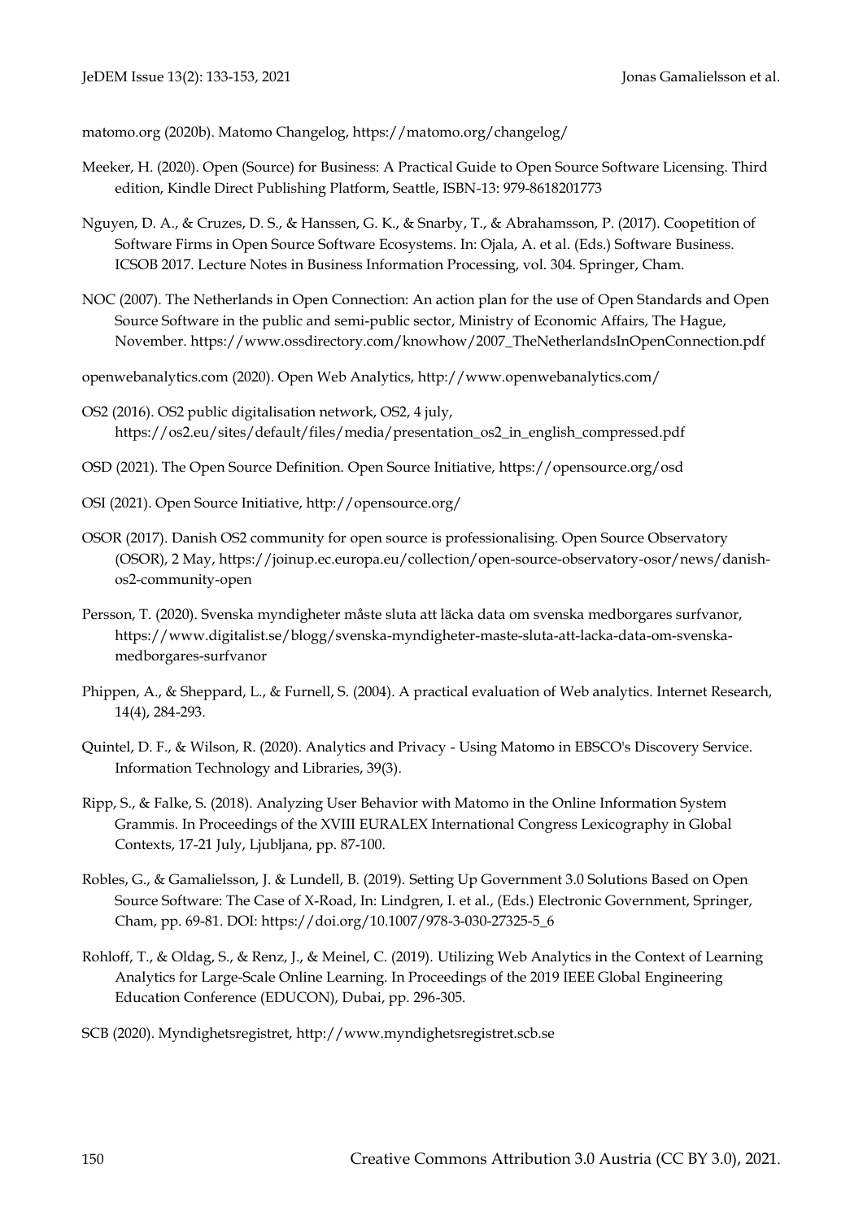matomo.org (2020b). Matomo Changelog, https://matomo.org/changelog/

Meeker, H. (2020). Open (Source) for Business: A Practical Guide to Open Source Software Licensing. Third edition, Kindle Direct Publishing Platform, Seattle, ISBN-13: 979-8618201773

Nguyen, D. A., & Cruzes, D. S., & Hanssen, G. K., & Snarby, T., & Abrahamsson, P. (2017). Coopetition of Software Firms in Open Source Software Ecosystems. In: Ojala, A. et al. (Eds.) Software Business. ICSOB 2017. Lecture Notes in Business Information Processing, vol. 304. Springer, Cham.

NOC (2007). The Netherlands in Open Connection: An action plan for the use of Open Standards and Open Source Software in the public and semi-public sector, Ministry of Economic Affairs, The Hague, November. https://www.ossdirectory.com/knowhow/2007_TheNetherlandsInOpenConnection.pdf

openwebanalytics.com (2020). Open Web Analytics, http://www.openwebanalytics.com/

OS2 (2016). OS2 public digitalisation network, OS2, 4 july, https://os2.eu/sites/default/files/media/presentation_os2_in_english_compressed.pdf

OSD (2021). The Open Source Definition. Open Source Initiative, https://opensource.org/osd

OSI (2021). Open Source Initiative, http://opensource.org/

OSOR (2017). Danish OS2 community for open source is professionalising. Open Source Observatory (OSOR), 2 May, https://joinup.ec.europa.eu/collection/open-source-observatory-osor/news/danish-os2-community-open

Persson, T. (2020). Svenska myndigheter måste sluta att läcka data om svenska medborgares surfvanor, https://www.digitalist.se/blogg/svenska-myndigheter-maste-sluta-att-lacka-data-om-svenska-medborgares-surfvanor

Phippen, A., & Sheppard, L., & Furnell, S. (2004). A practical evaluation of Web analytics. Internet Research, 14(4), 284-293.

Quintel, D. F., & Wilson, R. (2020). Analytics and Privacy - Using Matomo in EBSCO's Discovery Service. Information Technology and Libraries, 39(3).

Ripp, S., & Falke, S. (2018). Analyzing User Behavior with Matomo in the Online Information System Grammis. In Proceedings of the XVIII EURALEX International Congress Lexicography in Global Contexts, 17-21 July, Ljubljana, pp. 87-100.

Robles, G., & Gamalielsson, J. & Lundell, B. (2019). Setting Up Government 3.0 Solutions Based on Open Source Software: The Case of X-Road, In: Lindgren, I. et al., (Eds.) Electronic Government, Springer, Cham, pp. 69-81. DOI: https://doi.org/10.1007/978-3-030-27325-5_6

Rohloff, T., & Oldag, S., & Renz, J., & Meinel, C. (2019). Utilizing Web Analytics in the Context of Learning Analytics for Large-Scale Online Learning. In Proceedings of the 2019 IEEE Global Engineering Education Conference (EDUCON), Dubai, pp. 296-305.

SCB (2020). Myndighetsregistret, http://www.myndighetsregistret.scb.se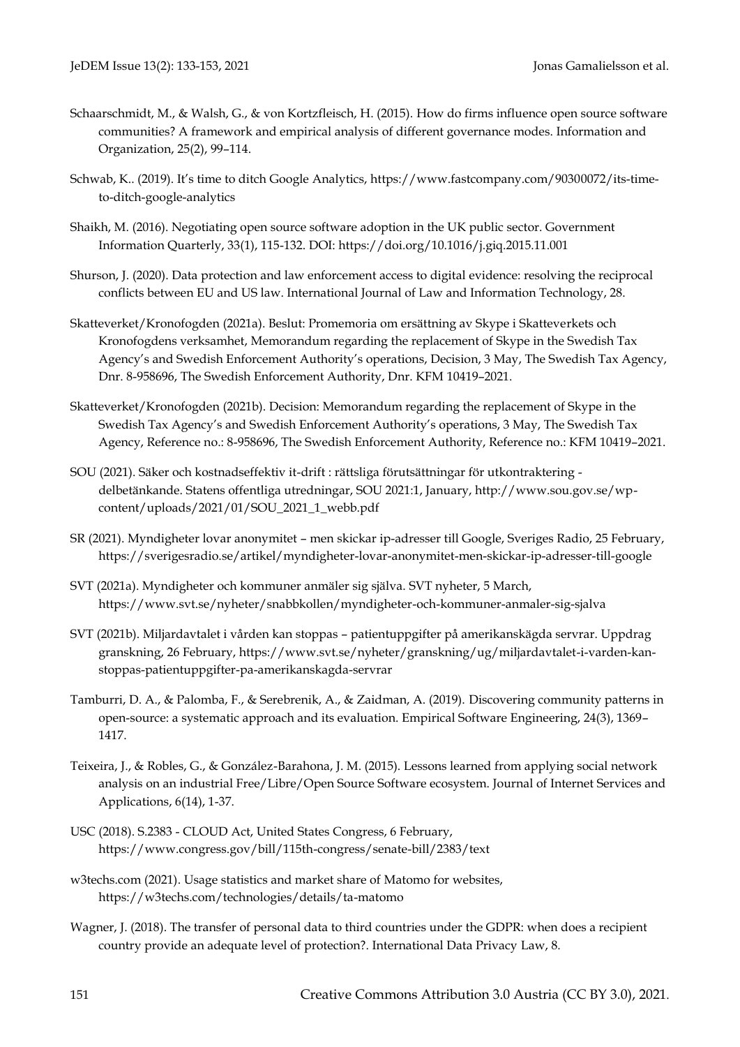Schaarschmidt, M., & Walsh, G., & von Kortzfleisch, H. (2015). How do firms influence open source software communities? A framework and empirical analysis of different governance modes. Information and Organization, 25(2), 99–114.

Schwab, K.. (2019). It's time to ditch Google Analytics, https://www.fastcompany.com/90300072/its-time-to-ditch-google-analytics

Shaikh, M. (2016). Negotiating open source software adoption in the UK public sector. Government Information Quarterly, 33(1), 115-132. DOI: https://doi.org/10.1016/j.giq.2015.11.001

Shurson, J. (2020). Data protection and law enforcement access to digital evidence: resolving the reciprocal conflicts between EU and US law. International Journal of Law and Information Technology, 28.

Skatteverket/Kronofogden (2021a). Beslut: Promemoria om ersättning av Skype i Skatteverkets och Kronofogdens verksamhet, Memorandum regarding the replacement of Skype in the Swedish Tax Agency's and Swedish Enforcement Authority's operations, Decision, 3 May, The Swedish Tax Agency, Dnr. 8-958696, The Swedish Enforcement Authority, Dnr. KFM 10419–2021.

Skatteverket/Kronofogden (2021b). Decision: Memorandum regarding the replacement of Skype in the Swedish Tax Agency's and Swedish Enforcement Authority's operations, 3 May, The Swedish Tax Agency, Reference no.: 8-958696, The Swedish Enforcement Authority, Reference no.: KFM 10419–2021.

SOU (2021). Säker och kostnadseffektiv it-drift : rättsliga förutsättningar för utkontraktering - delbetänkande. Statens offentliga utredningar, SOU 2021:1, January, http://www.sou.gov.se/wp-content/uploads/2021/01/SOU_2021_1_webb.pdf

SR (2021). Myndigheter lovar anonymitet – men skickar ip-adresser till Google, Sveriges Radio, 25 February, https://sverigesradio.se/artikel/myndigheter-lovar-anonymitet-men-skickar-ip-adresser-till-google

SVT (2021a). Myndigheter och kommuner anmäler sig själva. SVT nyheter, 5 March, https://www.svt.se/nyheter/snabbkollen/myndigheter-och-kommuner-anmaler-sig-sjalva

SVT (2021b). Miljardavtalet i vården kan stoppas – patientuppgifter på amerikanskägda servrar. Uppdrag granskning, 26 February, https://www.svt.se/nyheter/granskning/ug/miljardavtalet-i-varden-kan-stoppas-patientuppgifter-pa-amerikanskagda-servrar

Tamburri, D. A., & Palomba, F., & Serebrenik, A., & Zaidman, A. (2019). Discovering community patterns in open-source: a systematic approach and its evaluation. Empirical Software Engineering, 24(3), 1369–1417.

Teixeira, J., & Robles, G., & González-Barahona, J. M. (2015). Lessons learned from applying social network analysis on an industrial Free/Libre/Open Source Software ecosystem. Journal of Internet Services and Applications, 6(14), 1-37.

USC (2018). S.2383 - CLOUD Act, United States Congress, 6 February, https://www.congress.gov/bill/115th-congress/senate-bill/2383/text

w3techs.com (2021). Usage statistics and market share of Matomo for websites, https://w3techs.com/technologies/details/ta-matomo

Wagner, J. (2018). The transfer of personal data to third countries under the GDPR: when does a recipient country provide an adequate level of protection?. International Data Privacy Law, 8.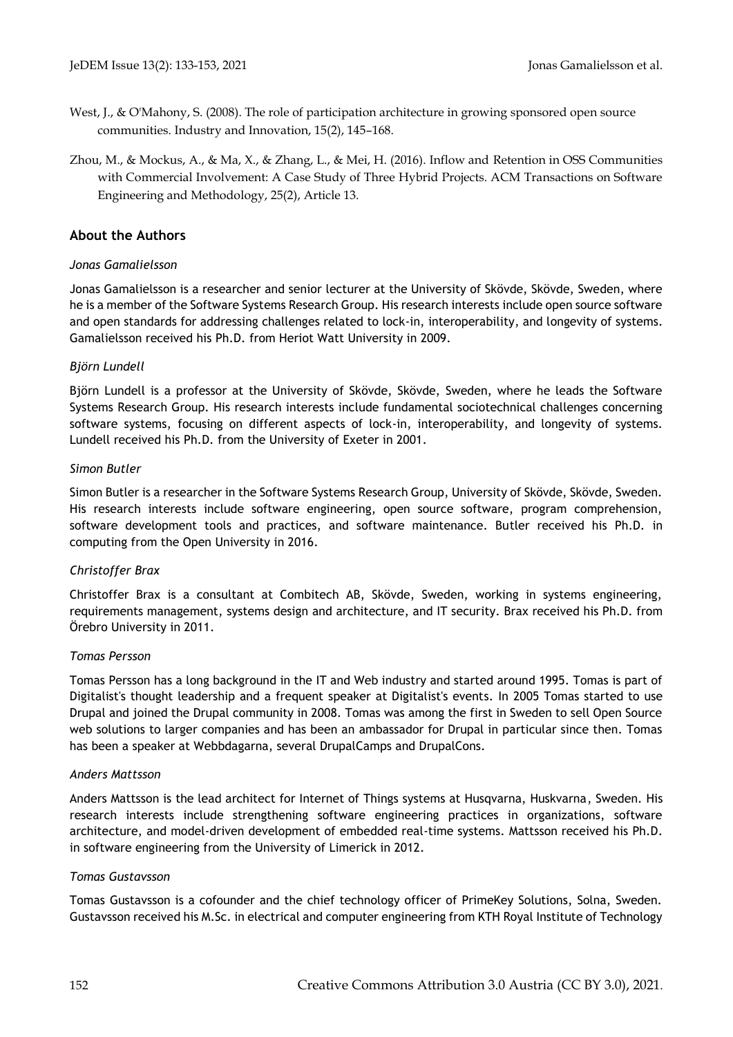West, J., & O'Mahony, S. (2008). The role of participation architecture in growing sponsored open source communities. Industry and Innovation, 15(2), 145–168.

Zhou, M., & Mockus, A., & Ma, X., & Zhang, L., & Mei, H. (2016). Inflow and Retention in OSS Communities with Commercial Involvement: A Case Study of Three Hybrid Projects. ACM Transactions on Software Engineering and Methodology, 25(2), Article 13.

## About the Authors

*Jonas Gamalielsson*

Jonas Gamalielsson is a researcher and senior lecturer at the University of Skövde, Skövde, Sweden, where he is a member of the Software Systems Research Group. His research interests include open source software and open standards for addressing challenges related to lock-in, interoperability, and longevity of systems. Gamalielsson received his Ph.D. from Heriot Watt University in 2009.

*Björn Lundell*

Björn Lundell is a professor at the University of Skövde, Skövde, Sweden, where he leads the Software Systems Research Group. His research interests include fundamental sociotechnical challenges concerning software systems, focusing on different aspects of lock-in, interoperability, and longevity of systems. Lundell received his Ph.D. from the University of Exeter in 2001.

*Simon Butler*

Simon Butler is a researcher in the Software Systems Research Group, University of Skövde, Skövde, Sweden. His research interests include software engineering, open source software, program comprehension, software development tools and practices, and software maintenance. Butler received his Ph.D. in computing from the Open University in 2016.

*Christoffer Brax*

Christoffer Brax is a consultant at Combitech AB, Skövde, Sweden, working in systems engineering, requirements management, systems design and architecture, and IT security. Brax received his Ph.D. from Örebro University in 2011.

*Tomas Persson*

Tomas Persson has a long background in the IT and Web industry and started around 1995. Tomas is part of Digitalist's thought leadership and a frequent speaker at Digitalist's events. In 2005 Tomas started to use Drupal and joined the Drupal community in 2008. Tomas was among the first in Sweden to sell Open Source web solutions to larger companies and has been an ambassador for Drupal in particular since then. Tomas has been a speaker at Webbdagarna, several DrupalCamps and DrupalCons.

*Anders Mattsson*

Anders Mattsson is the lead architect for Internet of Things systems at Husqvarna, Huskvarna, Sweden. His research interests include strengthening software engineering practices in organizations, software architecture, and model-driven development of embedded real-time systems. Mattsson received his Ph.D. in software engineering from the University of Limerick in 2012.

*Tomas Gustavsson*

Tomas Gustavsson is a cofounder and the chief technology officer of PrimeKey Solutions, Solna, Sweden. Gustavsson received his M.Sc. in electrical and computer engineering from KTH Royal Institute of Technology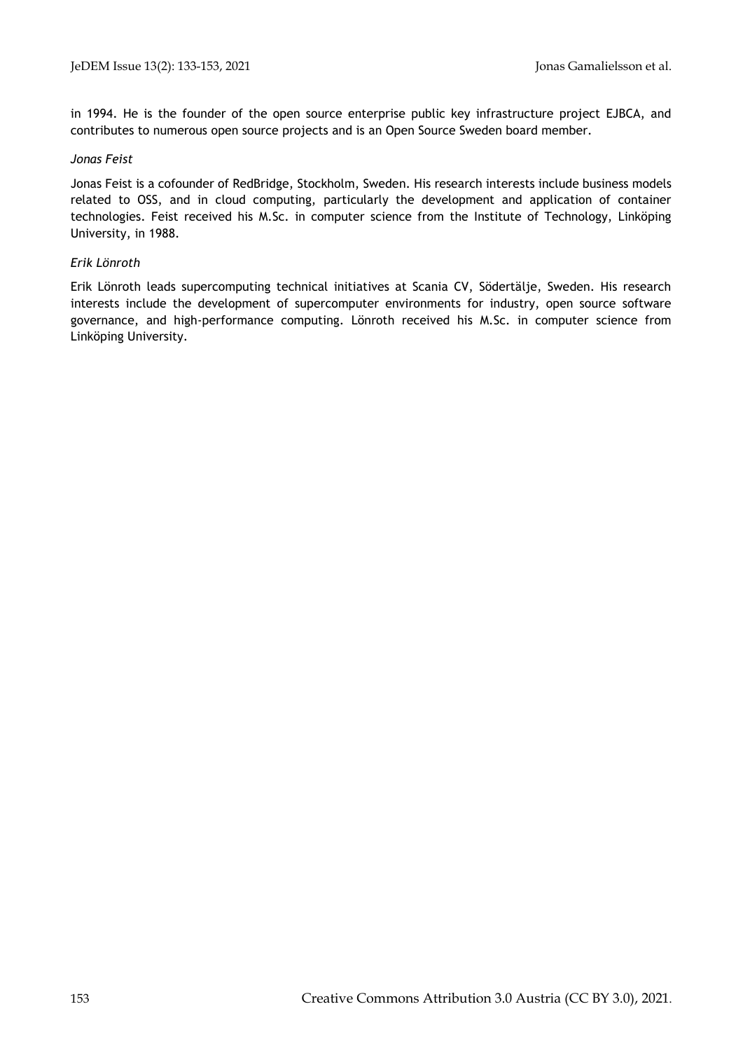in 1994. He is the founder of the open source enterprise public key infrastructure project EJBCA, and contributes to numerous open source projects and is an Open Source Sweden board member.

*Jonas Feist*

Jonas Feist is a cofounder of RedBridge, Stockholm, Sweden. His research interests include business models related to OSS, and in cloud computing, particularly the development and application of container technologies. Feist received his M.Sc. in computer science from the Institute of Technology, Linköping University, in 1988.

*Erik Lönroth*

Erik Lönroth leads supercomputing technical initiatives at Scania CV, Södertälje, Sweden. His research interests include the development of supercomputer environments for industry, open source software governance, and high-performance computing. Lönroth received his M.Sc. in computer science from Linköping University.

Creative Commons Attribution 3.0 Austria (CC BY 3.0), 2021.